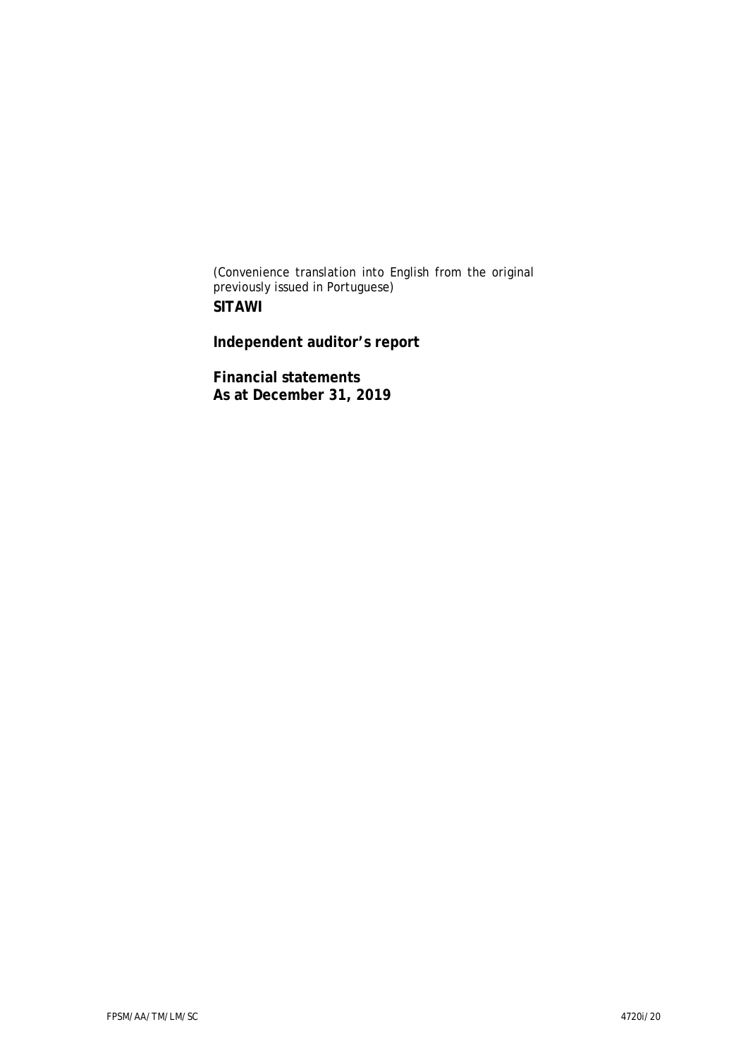(Convenience translation into English from the original previously issued in Portuguese)

**SITAWI**

**Independent auditor's report**

**Financial statements**
**As at December 31, 2019**

FPSM/AA/TM/LM/SC 4720i/20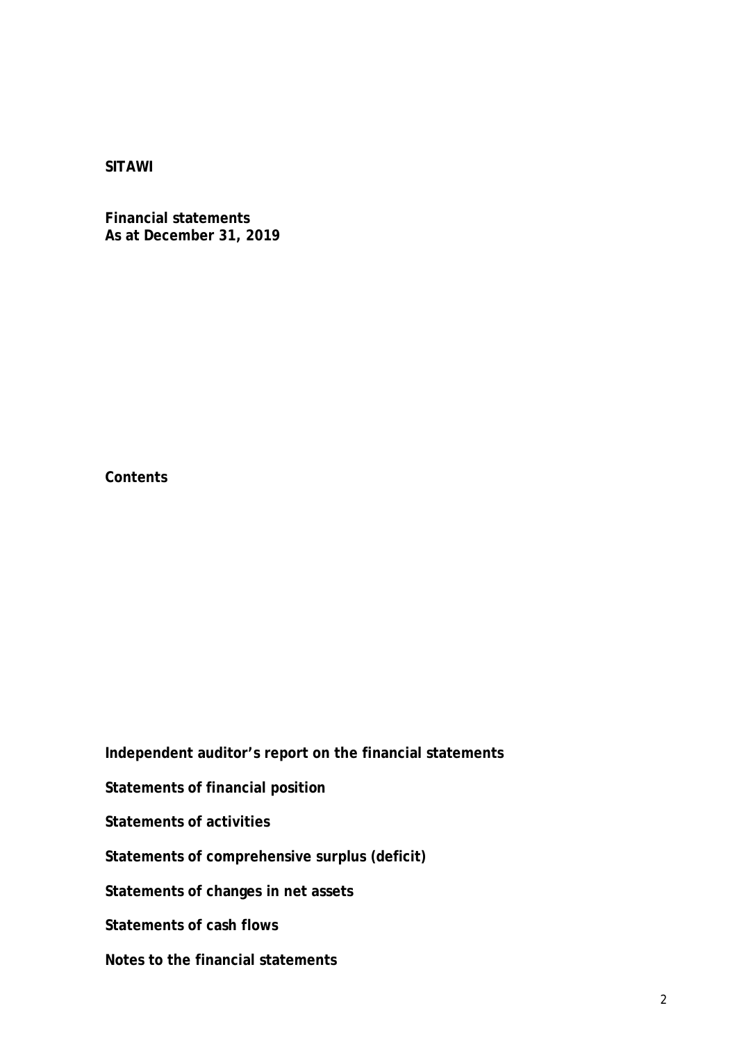**SITAWI**

**Financial statements**
**As at December 31, 2019**

**Contents**

**Independent auditor's report on the financial statements**

**Statements of financial position**

**Statements of activities**

**Statements of comprehensive surplus (deficit)**

**Statements of changes in net assets**

**Statements of cash flows**

**Notes to the financial statements**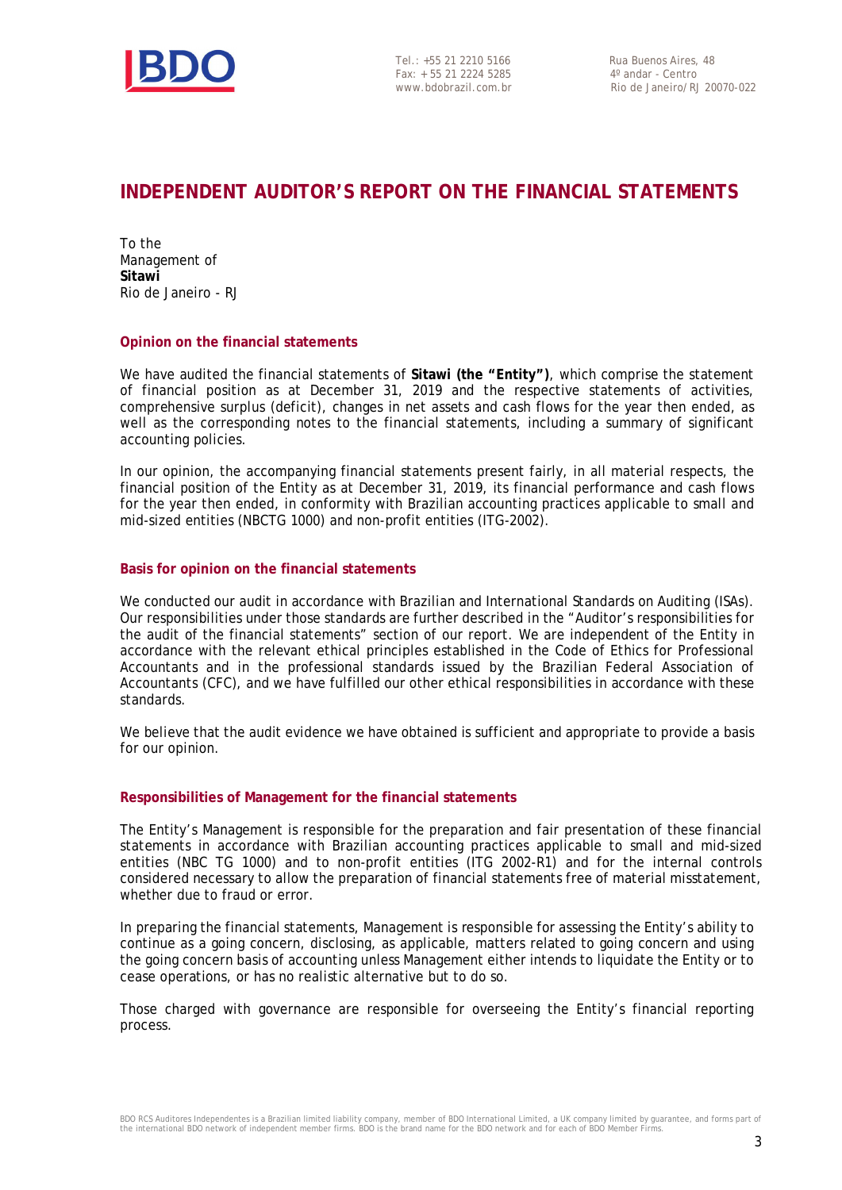# INDEPENDENT AUDITOR'S REPORT ON THE FINANCIAL STATEMENTS

To the
Management of
**Sitawi**
Rio de Janeiro - RJ

## Opinion on the financial statements

We have audited the financial statements of **Sitawi (the "Entity")**, which comprise the statement of financial position as at December 31, 2019 and the respective statements of activities, comprehensive surplus (deficit), changes in net assets and cash flows for the year then ended, as well as the corresponding notes to the financial statements, including a summary of significant accounting policies.

In our opinion, the accompanying financial statements present fairly, in all material respects, the financial position of the Entity as at December 31, 2019, its financial performance and cash flows for the year then ended, in conformity with Brazilian accounting practices applicable to small and mid-sized entities (NBCTG 1000) and non-profit entities (ITG-2002).

## Basis for opinion on the financial statements

We conducted our audit in accordance with Brazilian and International Standards on Auditing (ISAs). Our responsibilities under those standards are further described in the "Auditor's responsibilities for the audit of the financial statements" section of our report. We are independent of the Entity in accordance with the relevant ethical principles established in the Code of Ethics for Professional Accountants and in the professional standards issued by the Brazilian Federal Association of Accountants (CFC), and we have fulfilled our other ethical responsibilities in accordance with these standards.

We believe that the audit evidence we have obtained is sufficient and appropriate to provide a basis for our opinion.

## Responsibilities of Management for the financial statements

The Entity's Management is responsible for the preparation and fair presentation of these financial statements in accordance with Brazilian accounting practices applicable to small and mid-sized entities (NBC TG 1000) and to non-profit entities (ITG 2002-R1) and for the internal controls considered necessary to allow the preparation of financial statements free of material misstatement, whether due to fraud or error.

In preparing the financial statements, Management is responsible for assessing the Entity's ability to continue as a going concern, disclosing, as applicable, matters related to going concern and using the going concern basis of accounting unless Management either intends to liquidate the Entity or to cease operations, or has no realistic alternative but to do so.

Those charged with governance are responsible for overseeing the Entity's financial reporting process.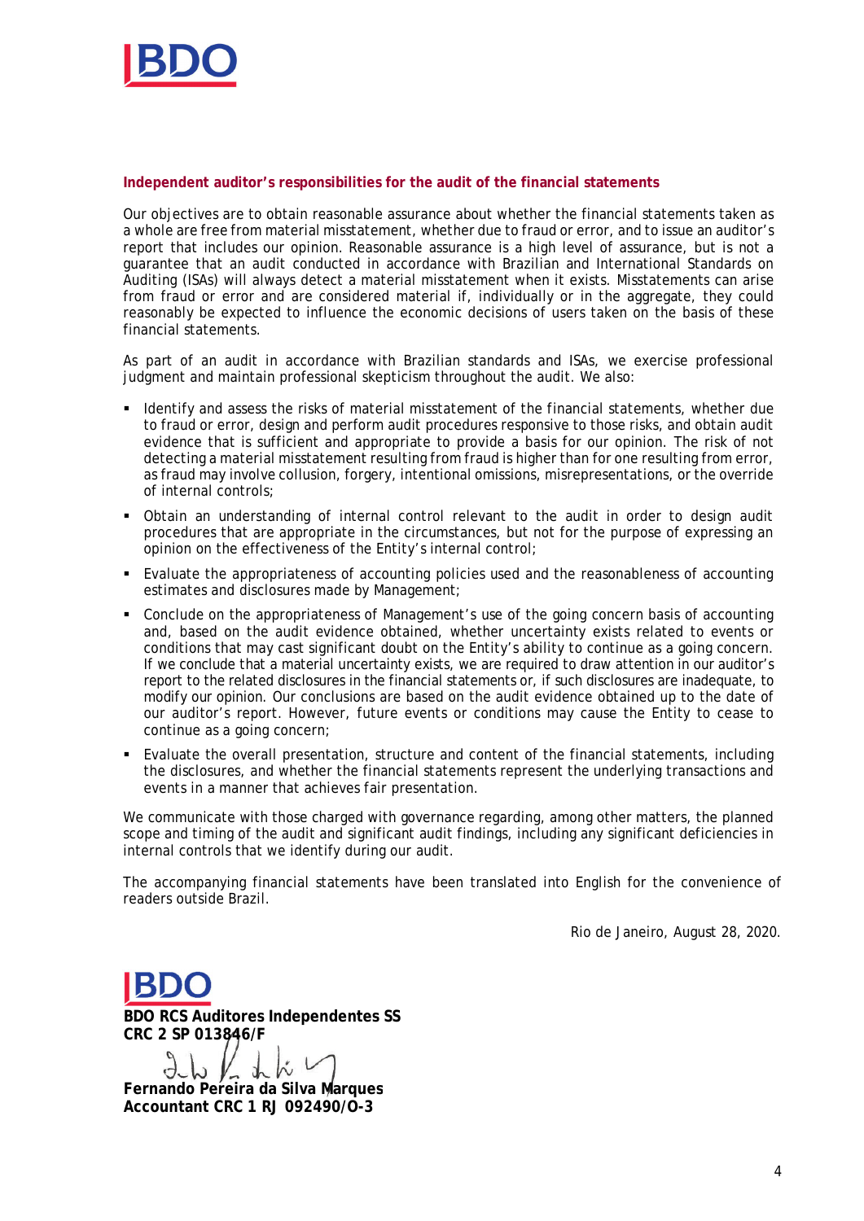## Independent auditor's responsibilities for the audit of the financial statements

Our objectives are to obtain reasonable assurance about whether the financial statements taken as a whole are free from material misstatement, whether due to fraud or error, and to issue an auditor's report that includes our opinion. Reasonable assurance is a high level of assurance, but is not a guarantee that an audit conducted in accordance with Brazilian and International Standards on Auditing (ISAs) will always detect a material misstatement when it exists. Misstatements can arise from fraud or error and are considered material if, individually or in the aggregate, they could reasonably be expected to influence the economic decisions of users taken on the basis of these financial statements.

As part of an audit in accordance with Brazilian standards and ISAs, we exercise professional judgment and maintain professional skepticism throughout the audit. We also:

- Identify and assess the risks of material misstatement of the financial statements, whether due to fraud or error, design and perform audit procedures responsive to those risks, and obtain audit evidence that is sufficient and appropriate to provide a basis for our opinion. The risk of not detecting a material misstatement resulting from fraud is higher than for one resulting from error, as fraud may involve collusion, forgery, intentional omissions, misrepresentations, or the override of internal controls;
- Obtain an understanding of internal control relevant to the audit in order to design audit procedures that are appropriate in the circumstances, but not for the purpose of expressing an opinion on the effectiveness of the Entity's internal control;
- Evaluate the appropriateness of accounting policies used and the reasonableness of accounting estimates and disclosures made by Management;
- Conclude on the appropriateness of Management's use of the going concern basis of accounting and, based on the audit evidence obtained, whether uncertainty exists related to events or conditions that may cast significant doubt on the Entity's ability to continue as a going concern. If we conclude that a material uncertainty exists, we are required to draw attention in our auditor's report to the related disclosures in the financial statements or, if such disclosures are inadequate, to modify our opinion. Our conclusions are based on the audit evidence obtained up to the date of our auditor's report. However, future events or conditions may cause the Entity to cease to continue as a going concern;
- Evaluate the overall presentation, structure and content of the financial statements, including the disclosures, and whether the financial statements represent the underlying transactions and events in a manner that achieves fair presentation.

We communicate with those charged with governance regarding, among other matters, the planned scope and timing of the audit and significant audit findings, including any significant deficiencies in internal controls that we identify during our audit.

The accompanying financial statements have been translated into English for the convenience of readers outside Brazil.

Rio de Janeiro, August 28, 2020.

BDO

**BDO RCS Auditores Independentes SS**
**CRC 2 SP 013846/F**

**Fernando Pereira da Silva Marques**
**Accountant CRC 1 RJ 092490/O-3**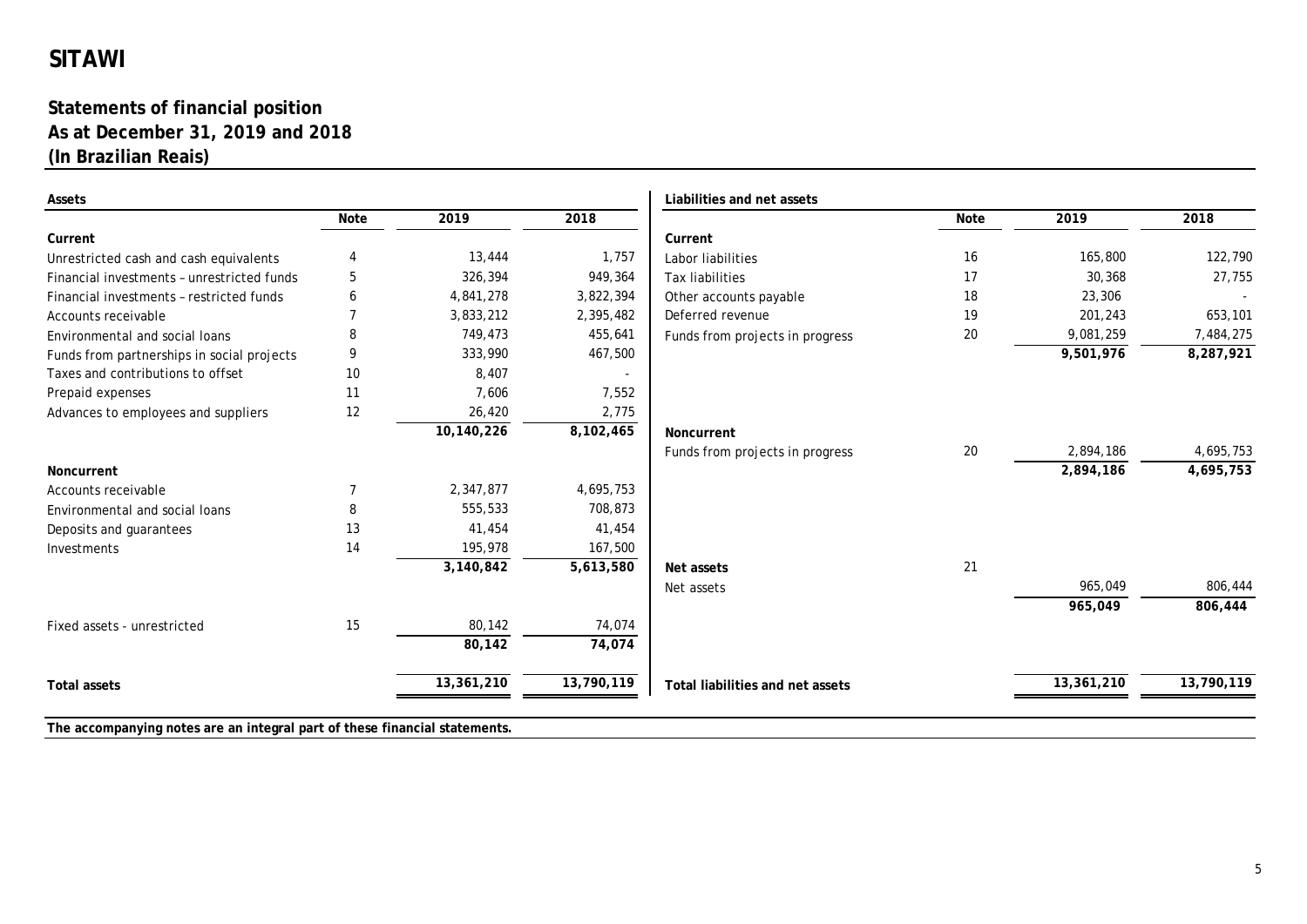# SITAWI

## Statements of financial position
## As at December 31, 2019 and 2018
## (In Brazilian Reais)

| Assets | Note | 2019 | 2018 |
|---|---|---|---|
| **Current** | | | |
| Unrestricted cash and cash equivalents | 4 | 13,444 | 1,757 |
| Financial investments – unrestricted funds | 5 | 326,394 | 949,364 |
| Financial investments – restricted funds | 6 | 4,841,278 | 3,822,394 |
| Accounts receivable | 7 | 3,833,212 | 2,395,482 |
| Environmental and social loans | 8 | 749,473 | 455,641 |
| Funds from partnerships in social projects | 9 | 333,990 | 467,500 |
| Taxes and contributions to offset | 10 | 8,407 | - |
| Prepaid expenses | 11 | 7,606 | 7,552 |
| Advances to employees and suppliers | 12 | 26,420 | 2,775 |
| | | **10,140,226** | **8,102,465** |
| **Noncurrent** | | | |
| Accounts receivable | 7 | 2,347,877 | 4,695,753 |
| Environmental and social loans | 8 | 555,533 | 708,873 |
| Deposits and guarantees | 13 | 41,454 | 41,454 |
| Investments | 14 | 195,978 | 167,500 |
| | | **3,140,842** | **5,613,580** |
| Fixed assets - unrestricted | 15 | 80,142 | 74,074 |
| | | **80,142** | **74,074** |
| **Total assets** | | **13,361,210** | **13,790,119** |

| Liabilities and net assets | Note | 2019 | 2018 |
|---|---|---|---|
| **Current** | | | |
| Labor liabilities | 16 | 165,800 | 122,790 |
| Tax liabilities | 17 | 30,368 | 27,755 |
| Other accounts payable | 18 | 23,306 | - |
| Deferred revenue | 19 | 201,243 | 653,101 |
| Funds from projects in progress | 20 | 9,081,259 | 7,484,275 |
| | | **9,501,976** | **8,287,921** |
| **Noncurrent** | | | |
| Funds from projects in progress | 20 | 2,894,186 | 4,695,753 |
| | | **2,894,186** | **4,695,753** |
| **Net assets** | 21 | | |
| Net assets | | 965,049 | 806,444 |
| | | **965,049** | **806,444** |
| **Total liabilities and net assets** | | **13,361,210** | **13,790,119** |

**The accompanying notes are an integral part of these financial statements.**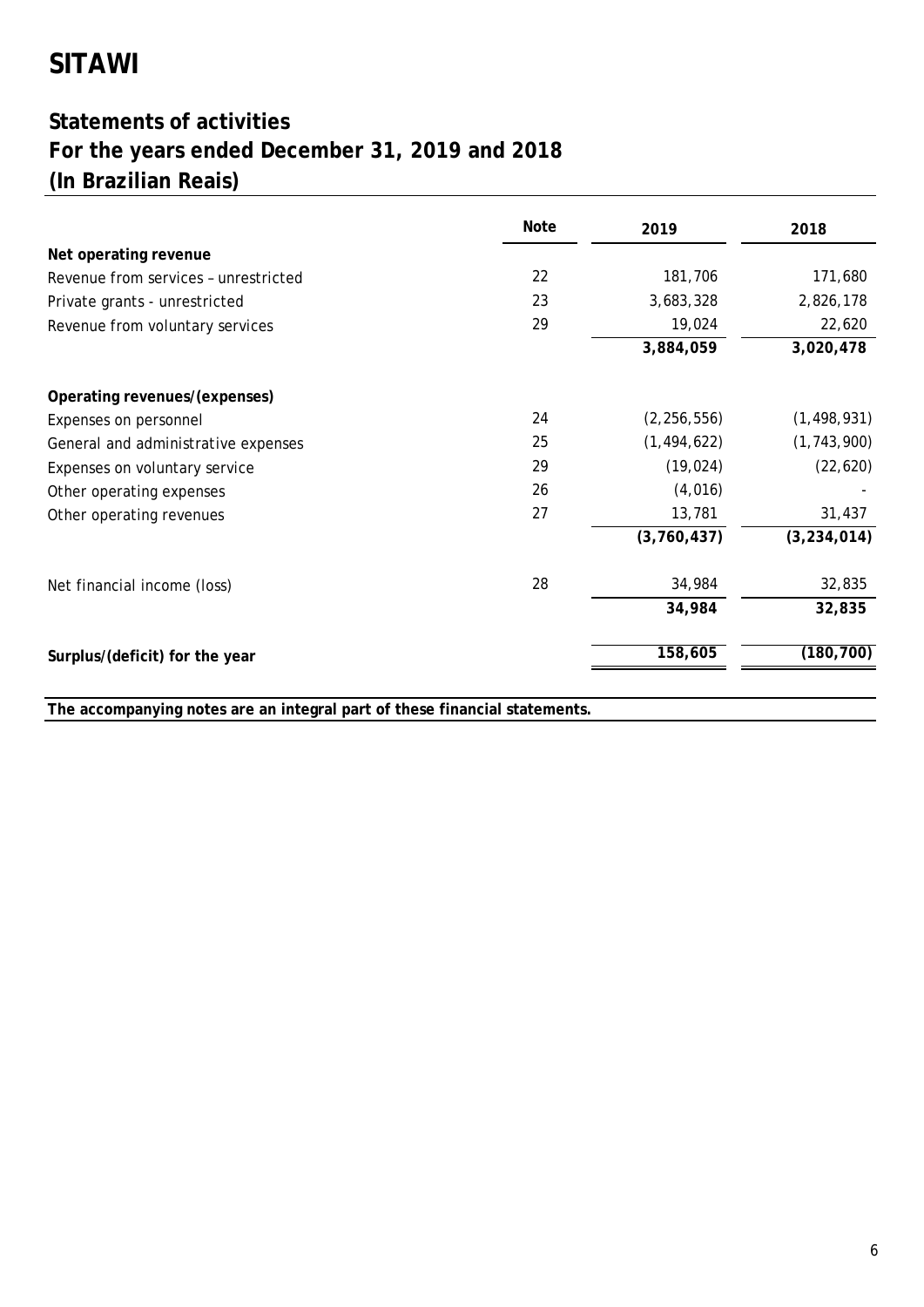# SITAWI

## Statements of activities
## For the years ended December 31, 2019 and 2018
## (In Brazilian Reais)

| | Note | 2019 | 2018 |
|---|---|---|---|
| **Net operating revenue** | | | |
| Revenue from services – unrestricted | 22 | 181,706 | 171,680 |
| Private grants - unrestricted | 23 | 3,683,328 | 2,826,178 |
| Revenue from voluntary services | 29 | 19,024 | 22,620 |
| | | **3,884,059** | **3,020,478** |
| **Operating revenues/(expenses)** | | | |
| Expenses on personnel | 24 | (2,256,556) | (1,498,931) |
| General and administrative expenses | 25 | (1,494,622) | (1,743,900) |
| Expenses on voluntary service | 29 | (19,024) | (22,620) |
| Other operating expenses | 26 | (4,016) | - |
| Other operating revenues | 27 | 13,781 | 31,437 |
| | | **(3,760,437)** | **(3,234,014)** |
| Net financial income (loss) | 28 | 34,984 | 32,835 |
| | | **34,984** | **32,835** |
| **Surplus/(deficit) for the year** | | **158,605** | **(180,700)** |

**The accompanying notes are an integral part of these financial statements.**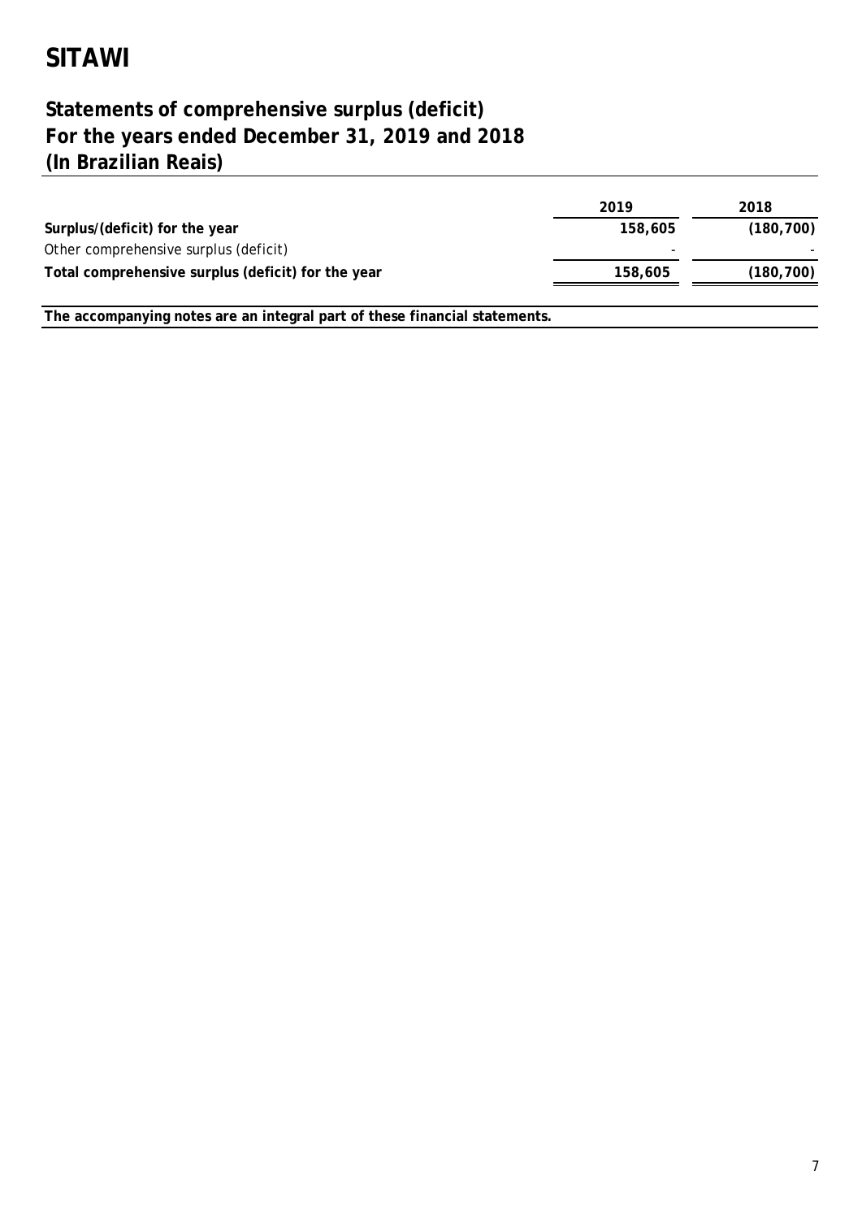# SITAWI

## Statements of comprehensive surplus (deficit)
## For the years ended December 31, 2019 and 2018
## (In Brazilian Reais)

| | 2019 | 2018 |
|---|---|---|
| **Surplus/(deficit) for the year** | **158,605** | **(180,700)** |
| Other comprehensive surplus (deficit) | - | - |
| **Total comprehensive surplus (deficit) for the year** | **158,605** | **(180,700)** |

**The accompanying notes are an integral part of these financial statements.**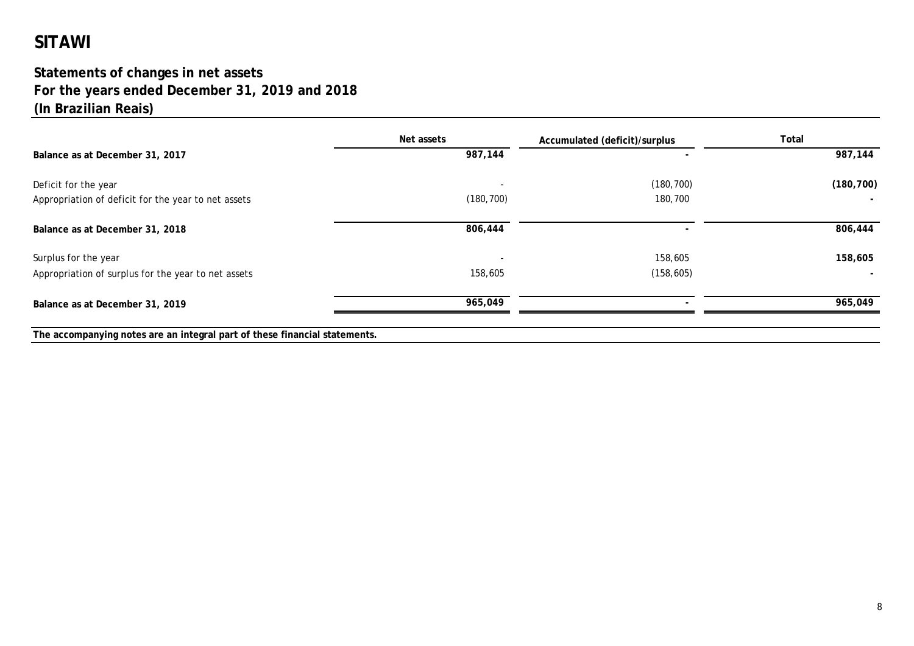# SITAWI

## Statements of changes in net assets
## For the years ended December 31, 2019 and 2018
## (In Brazilian Reais)

| | Net assets | Accumulated (deficit)/surplus | Total |
|---|---|---|---|
| **Balance as at December 31, 2017** | 987,144 | - | 987,144 |
| Deficit for the year | - | (180,700) | **(180,700)** |
| Appropriation of deficit for the year to net assets | (180,700) | 180,700 | **-** |
| **Balance as at December 31, 2018** | 806,444 | - | 806,444 |
| Surplus for the year | - | 158,605 | **158,605** |
| Appropriation of surplus for the year to net assets | 158,605 | (158,605) | **-** |
| **Balance as at December 31, 2019** | 965,049 | - | 965,049 |

**The accompanying notes are an integral part of these financial statements.**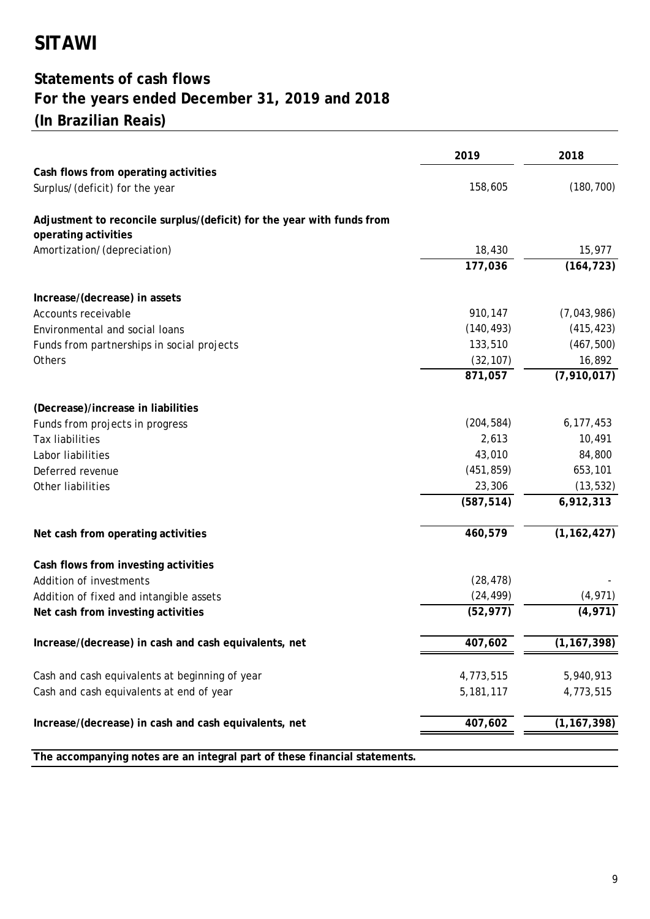# SITAWI

## Statements of cash flows
## For the years ended December 31, 2019 and 2018
## (In Brazilian Reais)

| | 2019 | 2018 |
|---|---|---|
| **Cash flows from operating activities** | | |
| Surplus/(deficit) for the year | 158,605 | (180,700) |
| | | |
| **Adjustment to reconcile surplus/(deficit) for the year with funds from operating activities** | | |
| Amortization/(depreciation) | 18,430 | 15,977 |
| | **177,036** | **(164,723)** |
| | | |
| **Increase/(decrease) in assets** | | |
| Accounts receivable | 910,147 | (7,043,986) |
| Environmental and social loans | (140,493) | (415,423) |
| Funds from partnerships in social projects | 133,510 | (467,500) |
| Others | (32,107) | 16,892 |
| | **871,057** | **(7,910,017)** |
| | | |
| **(Decrease)/increase in liabilities** | | |
| Funds from projects in progress | (204,584) | 6,177,453 |
| Tax liabilities | 2,613 | 10,491 |
| Labor liabilities | 43,010 | 84,800 |
| Deferred revenue | (451,859) | 653,101 |
| Other liabilities | 23,306 | (13,532) |
| | **(587,514)** | **6,912,313** |
| | | |
| **Net cash from operating activities** | **460,579** | **(1,162,427)** |
| | | |
| **Cash flows from investing activities** | | |
| Addition of investments | (28,478) | - |
| Addition of fixed and intangible assets | (24,499) | (4,971) |
| **Net cash from investing activities** | **(52,977)** | **(4,971)** |
| | | |
| **Increase/(decrease) in cash and cash equivalents, net** | **407,602** | **(1,167,398)** |
| | | |
| Cash and cash equivalents at beginning of year | 4,773,515 | 5,940,913 |
| Cash and cash equivalents at end of year | 5,181,117 | 4,773,515 |
| | | |
| **Increase/(decrease) in cash and cash equivalents, net** | **407,602** | **(1,167,398)** |

**The accompanying notes are an integral part of these financial statements.**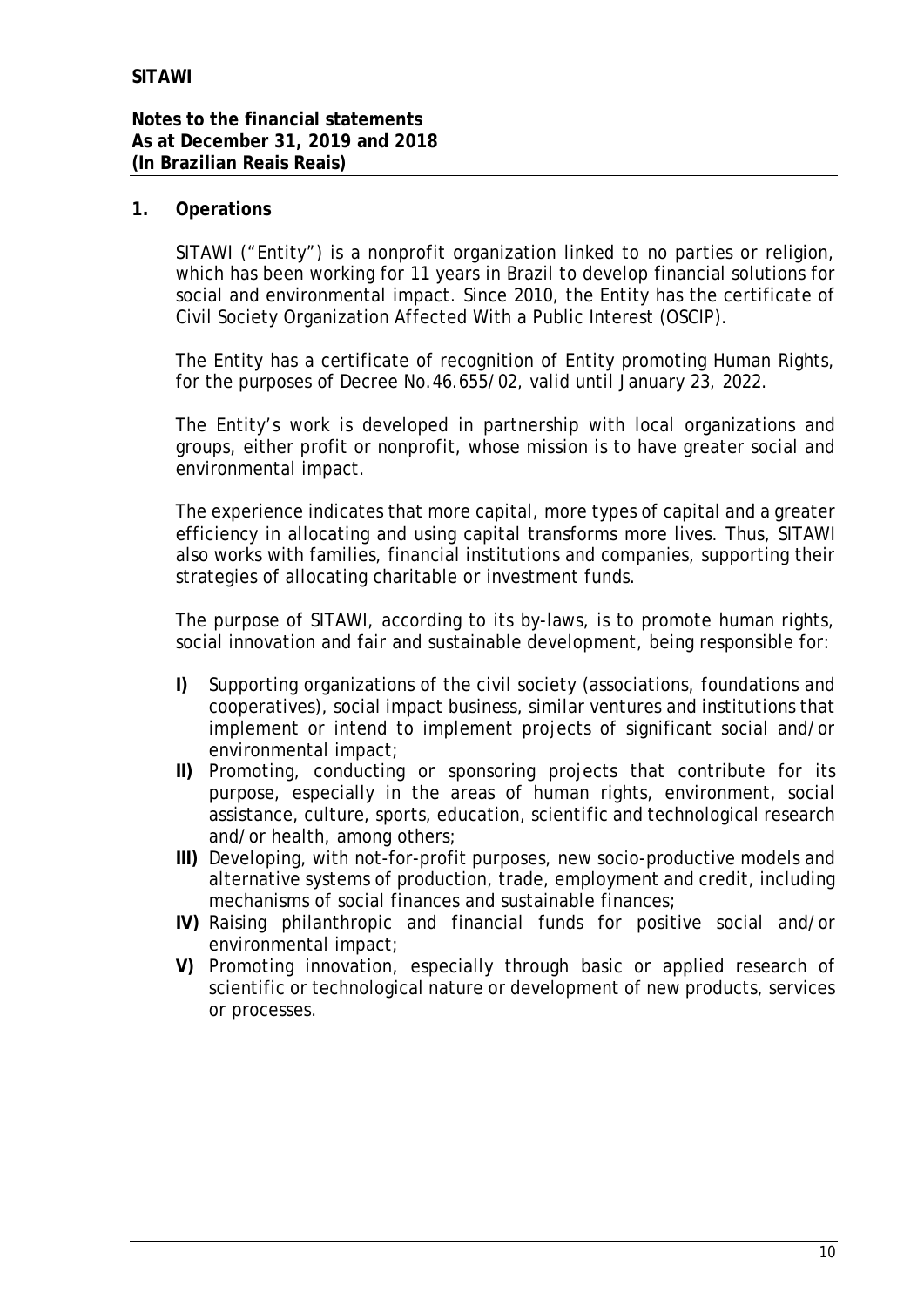**SITAWI**

**Notes to the financial statements**
**As at December 31, 2019 and 2018**
**(In Brazilian Reais Reais)**

## 1. Operations

SITAWI ("Entity") is a nonprofit organization linked to no parties or religion, which has been working for 11 years in Brazil to develop financial solutions for social and environmental impact. Since 2010, the Entity has the certificate of Civil Society Organization Affected With a Public Interest (OSCIP).

The Entity has a certificate of recognition of Entity promoting Human Rights, for the purposes of Decree No.46.655/02, valid until January 23, 2022.

The Entity's work is developed in partnership with local organizations and groups, either profit or nonprofit, whose mission is to have greater social and environmental impact.

The experience indicates that more capital, more types of capital and a greater efficiency in allocating and using capital transforms more lives. Thus, SITAWI also works with families, financial institutions and companies, supporting their strategies of allocating charitable or investment funds.

The purpose of SITAWI, according to its by-laws, is to promote human rights, social innovation and fair and sustainable development, being responsible for:

- **I)** Supporting organizations of the civil society (associations, foundations and cooperatives), social impact business, similar ventures and institutions that implement or intend to implement projects of significant social and/or environmental impact;
- **II)** Promoting, conducting or sponsoring projects that contribute for its purpose, especially in the areas of human rights, environment, social assistance, culture, sports, education, scientific and technological research and/or health, among others;
- **III)** Developing, with not-for-profit purposes, new socio-productive models and alternative systems of production, trade, employment and credit, including mechanisms of social finances and sustainable finances;
- **IV)** Raising philanthropic and financial funds for positive social and/or environmental impact;
- **V)** Promoting innovation, especially through basic or applied research of scientific or technological nature or development of new products, services or processes.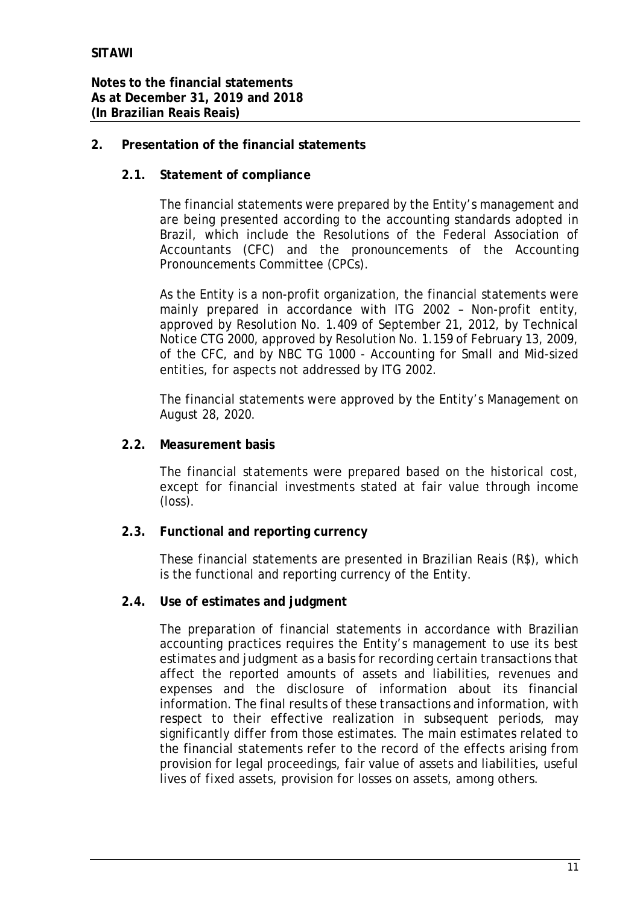## 2. Presentation of the financial statements

### 2.1. Statement of compliance

The financial statements were prepared by the Entity's management and are being presented according to the accounting standards adopted in Brazil, which include the Resolutions of the Federal Association of Accountants (CFC) and the pronouncements of the Accounting Pronouncements Committee (CPCs).

As the Entity is a non-profit organization, the financial statements were mainly prepared in accordance with ITG 2002 – Non-profit entity, approved by Resolution No. 1.409 of September 21, 2012, by Technical Notice CTG 2000, approved by Resolution No. 1.159 of February 13, 2009, of the CFC, and by NBC TG 1000 - Accounting for Small and Mid-sized entities, for aspects not addressed by ITG 2002.

The financial statements were approved by the Entity's Management on August 28, 2020.

### 2.2. Measurement basis

The financial statements were prepared based on the historical cost, except for financial investments stated at fair value through income (loss).

### 2.3. Functional and reporting currency

These financial statements are presented in Brazilian Reais (R$), which is the functional and reporting currency of the Entity.

### 2.4. Use of estimates and judgment

The preparation of financial statements in accordance with Brazilian accounting practices requires the Entity's management to use its best estimates and judgment as a basis for recording certain transactions that affect the reported amounts of assets and liabilities, revenues and expenses and the disclosure of information about its financial information. The final results of these transactions and information, with respect to their effective realization in subsequent periods, may significantly differ from those estimates. The main estimates related to the financial statements refer to the record of the effects arising from provision for legal proceedings, fair value of assets and liabilities, useful lives of fixed assets, provision for losses on assets, among others.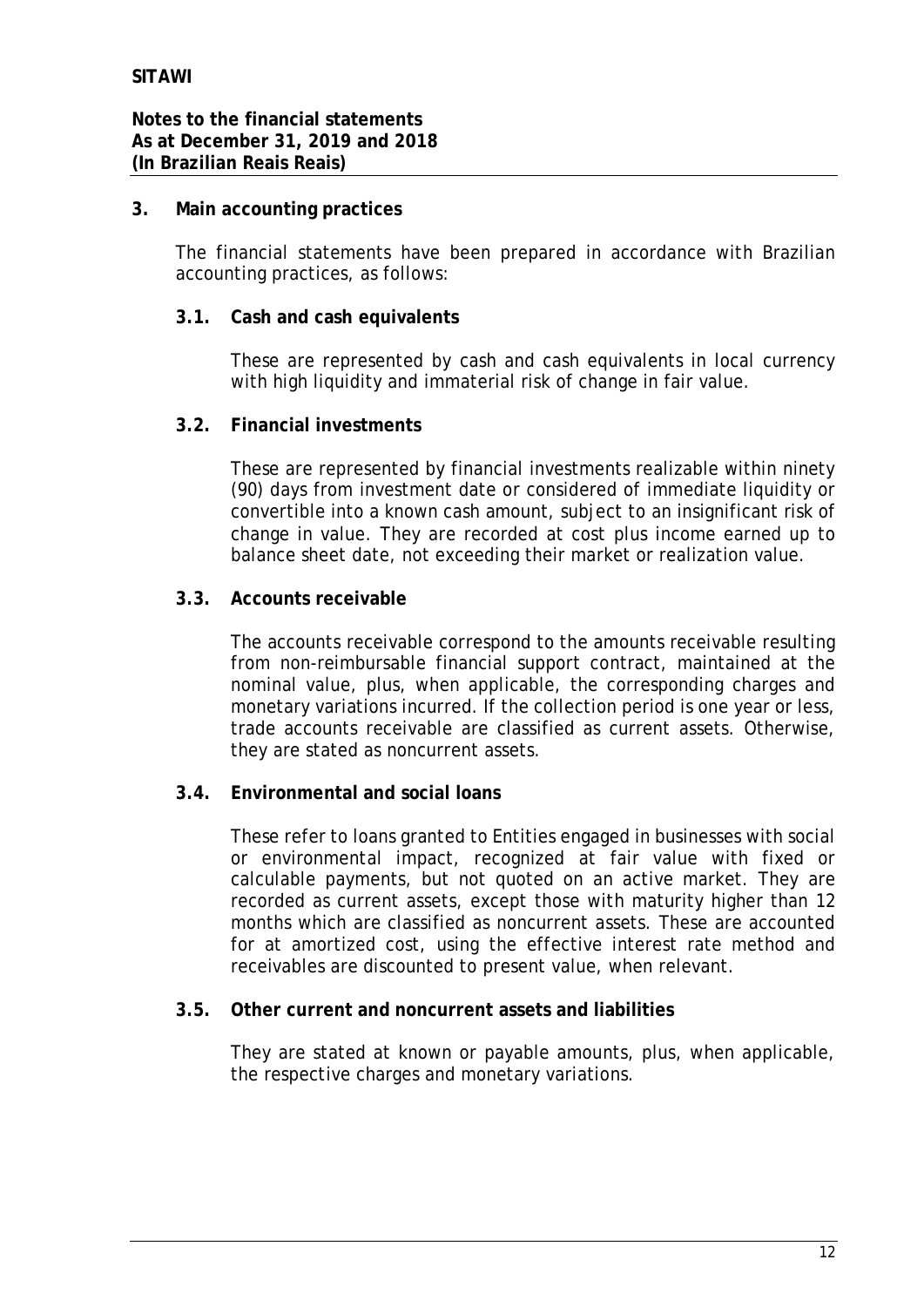## 3. Main accounting practices

The financial statements have been prepared in accordance with Brazilian accounting practices, as follows:

### 3.1. Cash and cash equivalents

These are represented by cash and cash equivalents in local currency with high liquidity and immaterial risk of change in fair value.

### 3.2. Financial investments

These are represented by financial investments realizable within ninety (90) days from investment date or considered of immediate liquidity or convertible into a known cash amount, subject to an insignificant risk of change in value. They are recorded at cost plus income earned up to balance sheet date, not exceeding their market or realization value.

### 3.3. Accounts receivable

The accounts receivable correspond to the amounts receivable resulting from non-reimbursable financial support contract, maintained at the nominal value, plus, when applicable, the corresponding charges and monetary variations incurred. If the collection period is one year or less, trade accounts receivable are classified as current assets. Otherwise, they are stated as noncurrent assets.

### 3.4. Environmental and social loans

These refer to loans granted to Entities engaged in businesses with social or environmental impact, recognized at fair value with fixed or calculable payments, but not quoted on an active market. They are recorded as current assets, except those with maturity higher than 12 months which are classified as noncurrent assets. These are accounted for at amortized cost, using the effective interest rate method and receivables are discounted to present value, when relevant.

### 3.5. Other current and noncurrent assets and liabilities

They are stated at known or payable amounts, plus, when applicable, the respective charges and monetary variations.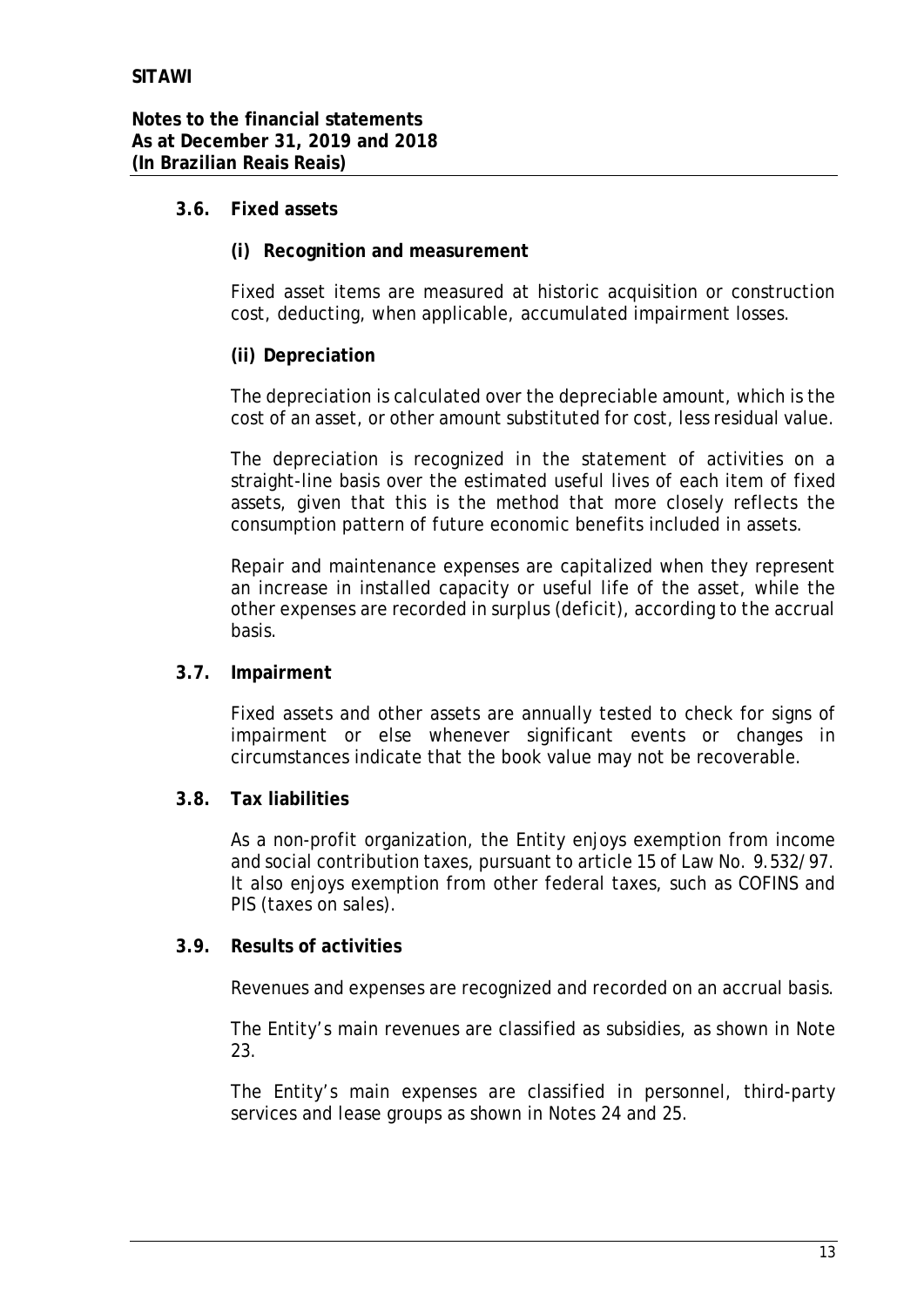### 3.6. Fixed assets

**(i) Recognition and measurement**

Fixed asset items are measured at historic acquisition or construction cost, deducting, when applicable, accumulated impairment losses.

**(ii) Depreciation**

The depreciation is calculated over the depreciable amount, which is the cost of an asset, or other amount substituted for cost, less residual value.

The depreciation is recognized in the statement of activities on a straight-line basis over the estimated useful lives of each item of fixed assets, given that this is the method that more closely reflects the consumption pattern of future economic benefits included in assets.

Repair and maintenance expenses are capitalized when they represent an increase in installed capacity or useful life of the asset, while the other expenses are recorded in surplus (deficit), according to the accrual basis.

### 3.7. Impairment

Fixed assets and other assets are annually tested to check for signs of impairment or else whenever significant events or changes in circumstances indicate that the book value may not be recoverable.

### 3.8. Tax liabilities

As a non-profit organization, the Entity enjoys exemption from income and social contribution taxes, pursuant to article 15 of Law No. 9.532/97. It also enjoys exemption from other federal taxes, such as COFINS and PIS (taxes on sales).

### 3.9. Results of activities

Revenues and expenses are recognized and recorded on an accrual basis.

The Entity's main revenues are classified as subsidies, as shown in Note 23.

The Entity's main expenses are classified in personnel, third-party services and lease groups as shown in Notes 24 and 25.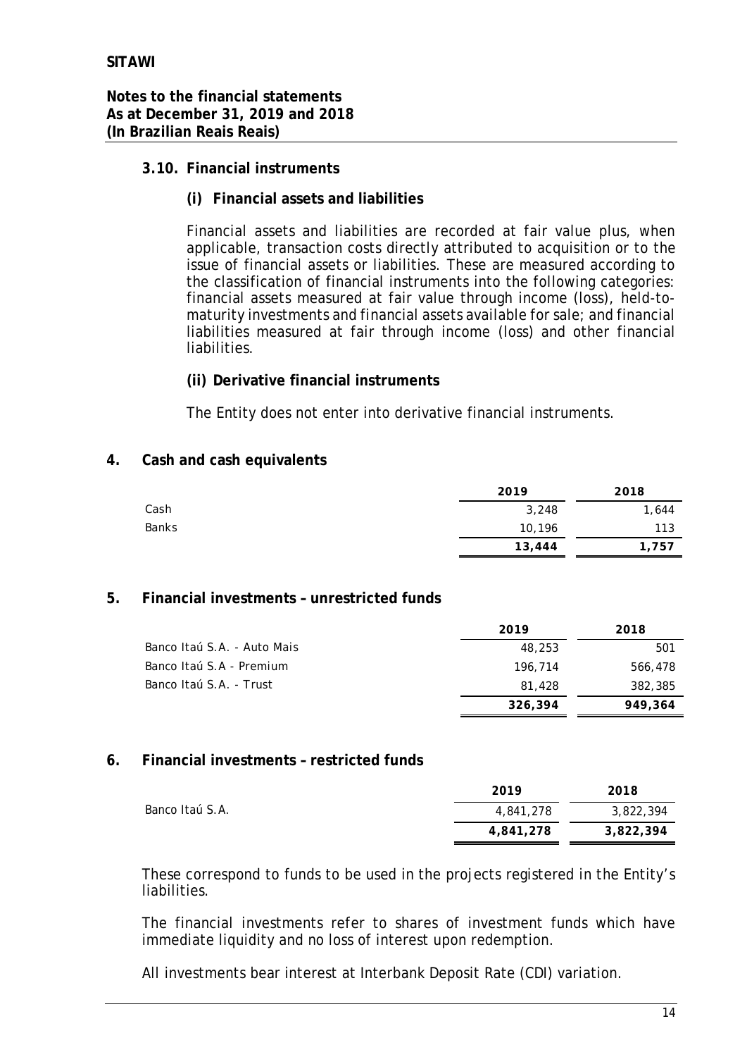### 3.10. Financial instruments

#### (i) Financial assets and liabilities

Financial assets and liabilities are recorded at fair value plus, when applicable, transaction costs directly attributed to acquisition or to the issue of financial assets or liabilities. These are measured according to the classification of financial instruments into the following categories: financial assets measured at fair value through income (loss), held-to-maturity investments and financial assets available for sale; and financial liabilities measured at fair through income (loss) and other financial liabilities.

#### (ii) Derivative financial instruments

The Entity does not enter into derivative financial instruments.

## 4. Cash and cash equivalents

| | 2019 | 2018 |
|---|---|---|
| Cash | 3,248 | 1,644 |
| Banks | 10,196 | 113 |
| | **13,444** | **1,757** |

## 5. Financial investments – unrestricted funds

| | 2019 | 2018 |
|---|---|---|
| Banco Itaú S.A. - Auto Mais | 48,253 | 501 |
| Banco Itaú S.A - Premium | 196,714 | 566,478 |
| Banco Itaú S.A. - Trust | 81,428 | 382,385 |
| | **326,394** | **949,364** |

## 6. Financial investments – restricted funds

| | 2019 | 2018 |
|---|---|---|
| Banco Itaú S.A. | 4,841,278 | 3,822,394 |
| | **4,841,278** | **3,822,394** |

These correspond to funds to be used in the projects registered in the Entity's liabilities.

The financial investments refer to shares of investment funds which have immediate liquidity and no loss of interest upon redemption.

All investments bear interest at Interbank Deposit Rate (CDI) variation.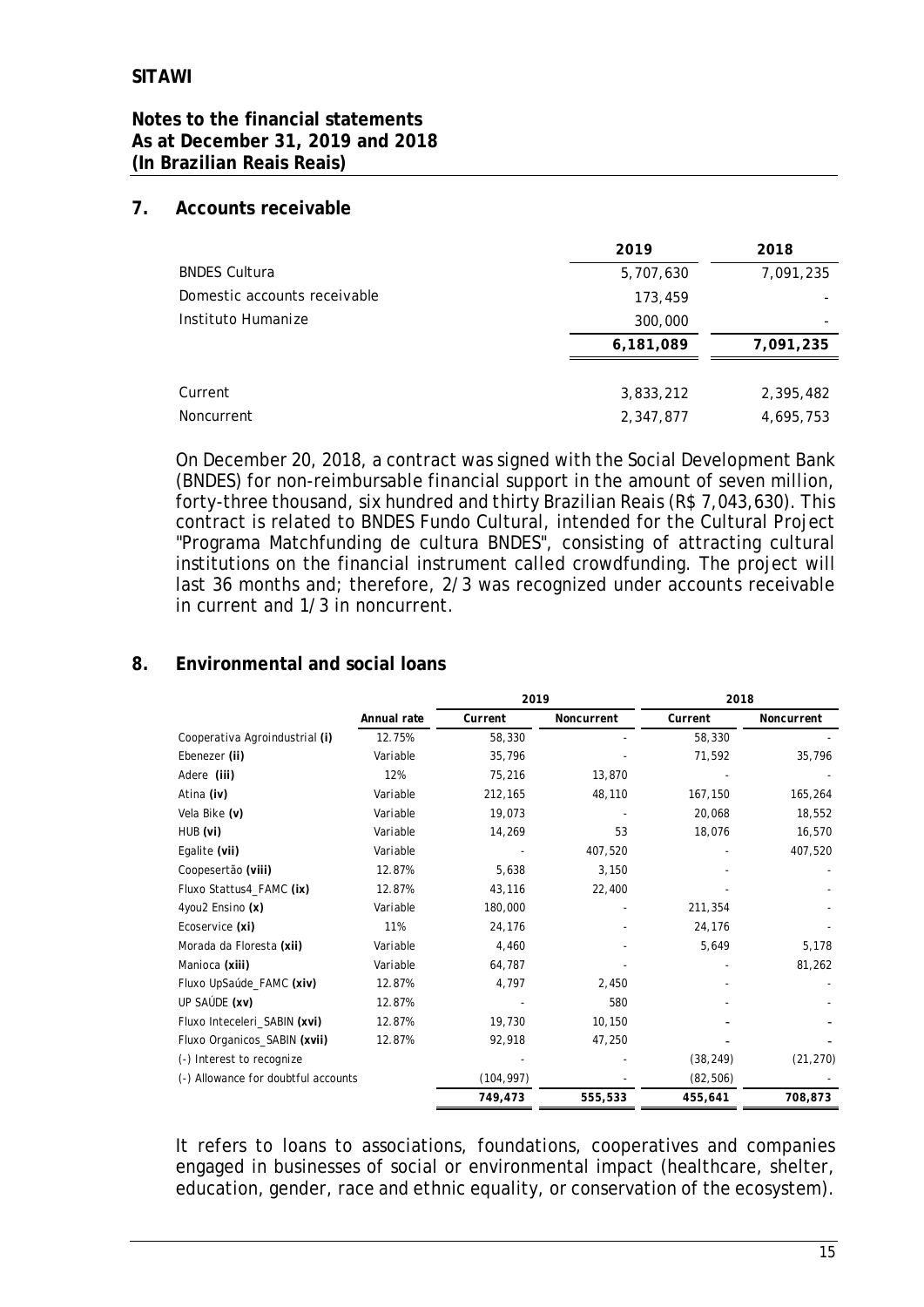## 7. Accounts receivable

| | 2019 | 2018 |
|---|---|---|
| BNDES Cultura | 5,707,630 | 7,091,235 |
| Domestic accounts receivable | 173,459 | - |
| Instituto Humanize | 300,000 | - |
| | **6,181,089** | **7,091,235** |
| | | |
| Current | 3,833,212 | 2,395,482 |
| Noncurrent | 2,347,877 | 4,695,753 |

On December 20, 2018, a contract was signed with the Social Development Bank (BNDES) for non-reimbursable financial support in the amount of seven million, forty-three thousand, six hundred and thirty Brazilian Reais (R$ 7,043,630). This contract is related to BNDES Fundo Cultural, intended for the Cultural Project "Programa Matchfunding de cultura BNDES", consisting of attracting cultural institutions on the financial instrument called crowdfunding. The project will last 36 months and; therefore, 2/3 was recognized under accounts receivable in current and 1/3 in noncurrent.

## 8. Environmental and social loans

| | | 2019 | | 2018 | |
|---|---|---|---|---|---|
| | Annual rate | Current | Noncurrent | Current | Noncurrent |
| Cooperativa Agroindustrial **(i)** | 12.75% | 58,330 | - | 58,330 | - |
| Ebenezer **(ii)** | Variable | 35,796 | - | 71,592 | 35,796 |
| Adere **(iii)** | 12% | 75,216 | 13,870 | - | - |
| Atina **(iv)** | Variable | 212,165 | 48,110 | 167,150 | 165,264 |
| Vela Bike **(v)** | Variable | 19,073 | - | 20,068 | 18,552 |
| HUB **(vi)** | Variable | 14,269 | 53 | 18,076 | 16,570 |
| Egalite **(vii)** | Variable | - | 407,520 | - | 407,520 |
| Coopesertão **(viii)** | 12.87% | 5,638 | 3,150 | - | - |
| Fluxo Stattus4_FAMC **(ix)** | 12.87% | 43,116 | 22,400 | - | - |
| 4you2 Ensino **(x)** | Variable | 180,000 | - | 211,354 | - |
| Ecoservice **(xi)** | 11% | 24,176 | - | 24,176 | - |
| Morada da Floresta **(xii)** | Variable | 4,460 | - | 5,649 | 5,178 |
| Manioca **(xiii)** | Variable | 64,787 | - | - | 81,262 |
| Fluxo UpSaúde_FAMC **(xiv)** | 12.87% | 4,797 | 2,450 | - | - |
| UP SAÚDE **(xv)** | 12.87% | - | 580 | - | - |
| Fluxo Inteceleri_SABIN **(xvi)** | 12.87% | 19,730 | 10,150 | - | - |
| Fluxo Organicos_SABIN **(xvii)** | 12.87% | 92,918 | 47,250 | - | - |
| (-) Interest to recognize | | - | - | (38,249) | (21,270) |
| (-) Allowance for doubtful accounts | | (104,997) | - | (82,506) | - |
| | | **749,473** | **555,533** | **455,641** | **708,873** |

It refers to loans to associations, foundations, cooperatives and companies engaged in businesses of social or environmental impact (healthcare, shelter, education, gender, race and ethnic equality, or conservation of the ecosystem).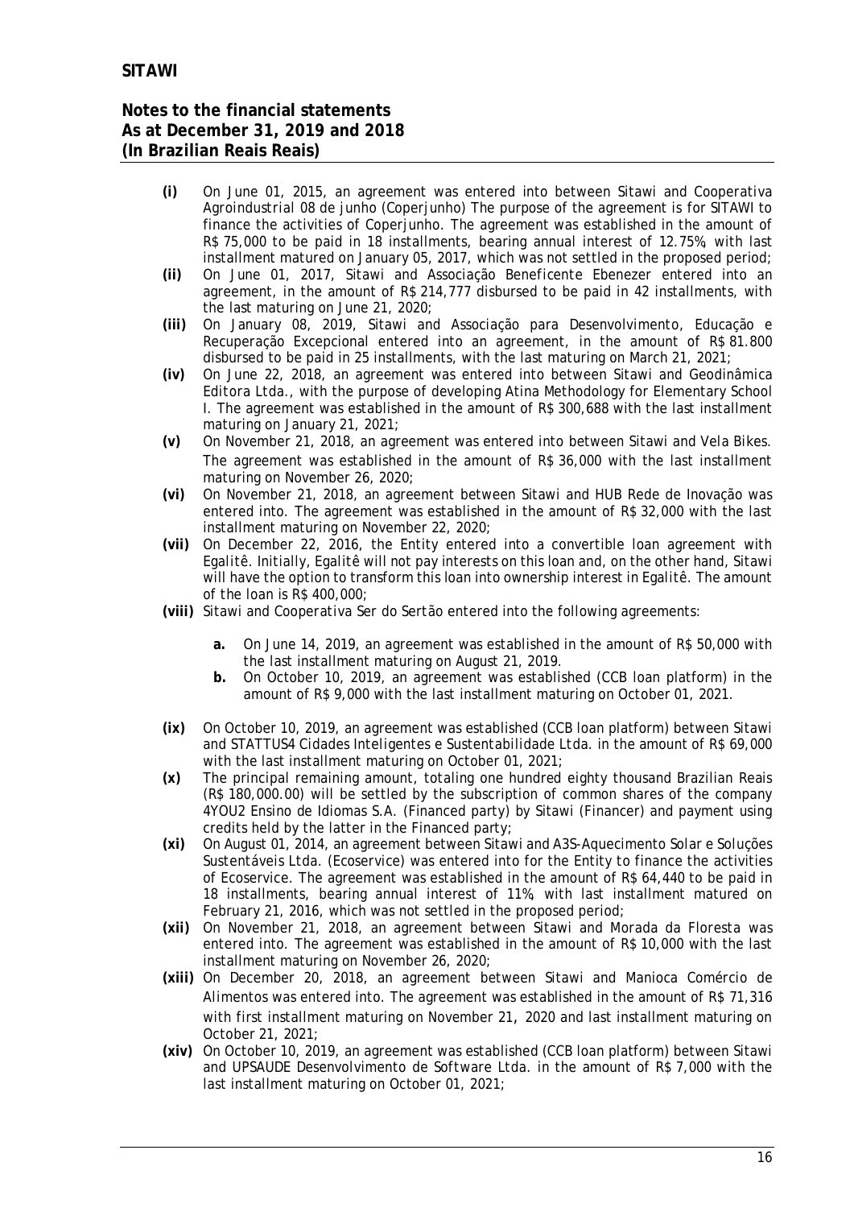- **(i)** On June 01, 2015, an agreement was entered into between Sitawi and Cooperativa Agroindustrial 08 de junho (Coperjunho) The purpose of the agreement is for SITAWI to finance the activities of Coperjunho. The agreement was established in the amount of R$ 75,000 to be paid in 18 installments, bearing annual interest of 12.75%, with last installment matured on January 05, 2017, which was not settled in the proposed period;
- **(ii)** On June 01, 2017, Sitawi and Associação Beneficente Ebenezer entered into an agreement, in the amount of R$ 214,777 disbursed to be paid in 42 installments, with the last maturing on June 21, 2020;
- **(iii)** On January 08, 2019, Sitawi and Associação para Desenvolvimento, Educação e Recuperação Excepcional entered into an agreement, in the amount of R$ 81.800 disbursed to be paid in 25 installments, with the last maturing on March 21, 2021;
- **(iv)** On June 22, 2018, an agreement was entered into between Sitawi and Geodinâmica Editora Ltda., with the purpose of developing Atina Methodology for Elementary School I. The agreement was established in the amount of R$ 300,688 with the last installment maturing on January 21, 2021;
- **(v)** On November 21, 2018, an agreement was entered into between Sitawi and Vela Bikes. The agreement was established in the amount of R$ 36,000 with the last installment maturing on November 26, 2020;
- **(vi)** On November 21, 2018, an agreement between Sitawi and HUB Rede de Inovação was entered into. The agreement was established in the amount of R$ 32,000 with the last installment maturing on November 22, 2020;
- **(vii)** On December 22, 2016, the Entity entered into a convertible loan agreement with Egalitê. Initially, Egalitê will not pay interests on this loan and, on the other hand, Sitawi will have the option to transform this loan into ownership interest in Egalitê. The amount of the loan is R$ 400,000;
- **(viii)** Sitawi and Cooperativa Ser do Sertão entered into the following agreements:
  - **a.** On June 14, 2019, an agreement was established in the amount of R$ 50,000 with the last installment maturing on August 21, 2019.
  - **b.** On October 10, 2019, an agreement was established (CCB loan platform) in the amount of R$ 9,000 with the last installment maturing on October 01, 2021.
- **(ix)** On October 10, 2019, an agreement was established (CCB loan platform) between Sitawi and STATTUS4 Cidades Inteligentes e Sustentabilidade Ltda. in the amount of R$ 69,000 with the last installment maturing on October 01, 2021;
- **(x)** The principal remaining amount, totaling one hundred eighty thousand Brazilian Reais (R$ 180,000.00) will be settled by the subscription of common shares of the company 4YOU2 Ensino de Idiomas S.A. (Financed party) by Sitawi (Financer) and payment using credits held by the latter in the Financed party;
- **(xi)** On August 01, 2014, an agreement between Sitawi and A3S-Aquecimento Solar e Soluções Sustentáveis Ltda. (Ecoservice) was entered into for the Entity to finance the activities of Ecoservice. The agreement was established in the amount of R$ 64,440 to be paid in 18 installments, bearing annual interest of 11%, with last installment matured on February 21, 2016, which was not settled in the proposed period;
- **(xii)** On November 21, 2018, an agreement between Sitawi and Morada da Floresta was entered into. The agreement was established in the amount of R$ 10,000 with the last installment maturing on November 26, 2020;
- **(xiii)** On December 20, 2018, an agreement between Sitawi and Manioca Comércio de Alimentos was entered into. The agreement was established in the amount of R$ 71,316 with first installment maturing on November 21, 2020 and last installment maturing on October 21, 2021;
- **(xiv)** On October 10, 2019, an agreement was established (CCB loan platform) between Sitawi and UPSAUDE Desenvolvimento de Software Ltda. in the amount of R$ 7,000 with the last installment maturing on October 01, 2021;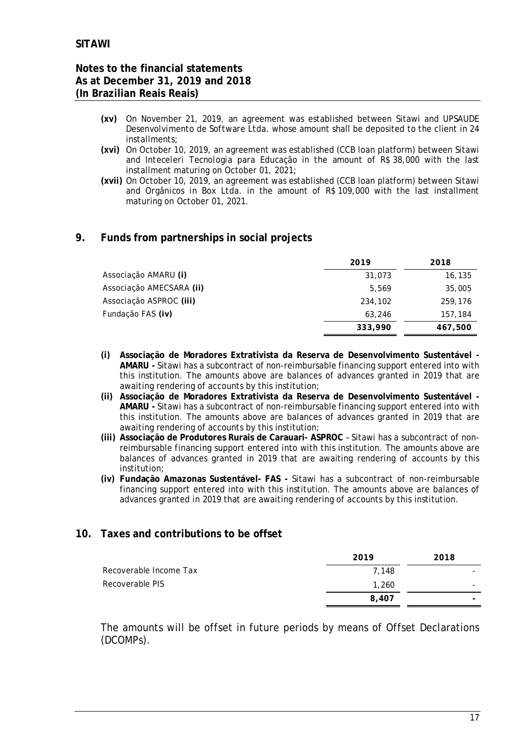- **(xv)** On November 21, 2019, an agreement was established between Sitawi and UPSAUDE Desenvolvimento de Software Ltda. whose amount shall be deposited to the client in 24 installments;
- **(xvi)** On October 10, 2019, an agreement was established (CCB loan platform) between Sitawi and Inteceleri Tecnologia para Educação in the amount of R$ 38,000 with the last installment maturing on October 01, 2021;
- **(xvii)** On October 10, 2019, an agreement was established (CCB loan platform) between Sitawi and Orgânicos in Box Ltda. in the amount of R$ 109,000 with the last installment maturing on October 01, 2021.

## 9. Funds from partnerships in social projects

| | 2019 | 2018 |
|---|---|---|
| Associação AMARU **(i)** | 31,073 | 16,135 |
| Associação AMECSARA **(ii)** | 5,569 | 35,005 |
| Associação ASPROC **(iii)** | 234,102 | 259,176 |
| Fundação FAS **(iv)** | 63,246 | 157,184 |
| | **333,990** | **467,500** |

- **(i) Associação de Moradores Extrativista da Reserva de Desenvolvimento Sustentável - AMARU -** Sitawi has a subcontract of non-reimbursable financing support entered into with this institution. The amounts above are balances of advances granted in 2019 that are awaiting rendering of accounts by this institution;
- **(ii) Associação de Moradores Extrativista da Reserva de Desenvolvimento Sustentável - AMARU -** Sitawi has a subcontract of non-reimbursable financing support entered into with this institution. The amounts above are balances of advances granted in 2019 that are awaiting rendering of accounts by this institution;
- **(iii) Associação de Produtores Rurais de Carauari- ASPROC** – Sitawi has a subcontract of non-reimbursable financing support entered into with this institution. The amounts above are balances of advances granted in 2019 that are awaiting rendering of accounts by this institution;
- **(iv) Fundação Amazonas Sustentável- FAS -** Sitawi has a subcontract of non-reimbursable financing support entered into with this institution. The amounts above are balances of advances granted in 2019 that are awaiting rendering of accounts by this institution.

## 10. Taxes and contributions to be offset

| | 2019 | 2018 |
|---|---|---|
| Recoverable Income Tax | 7,148 | - |
| Recoverable PIS | 1,260 | - |
| | **8,407** | **-** |

The amounts will be offset in future periods by means of Offset Declarations (DCOMPs).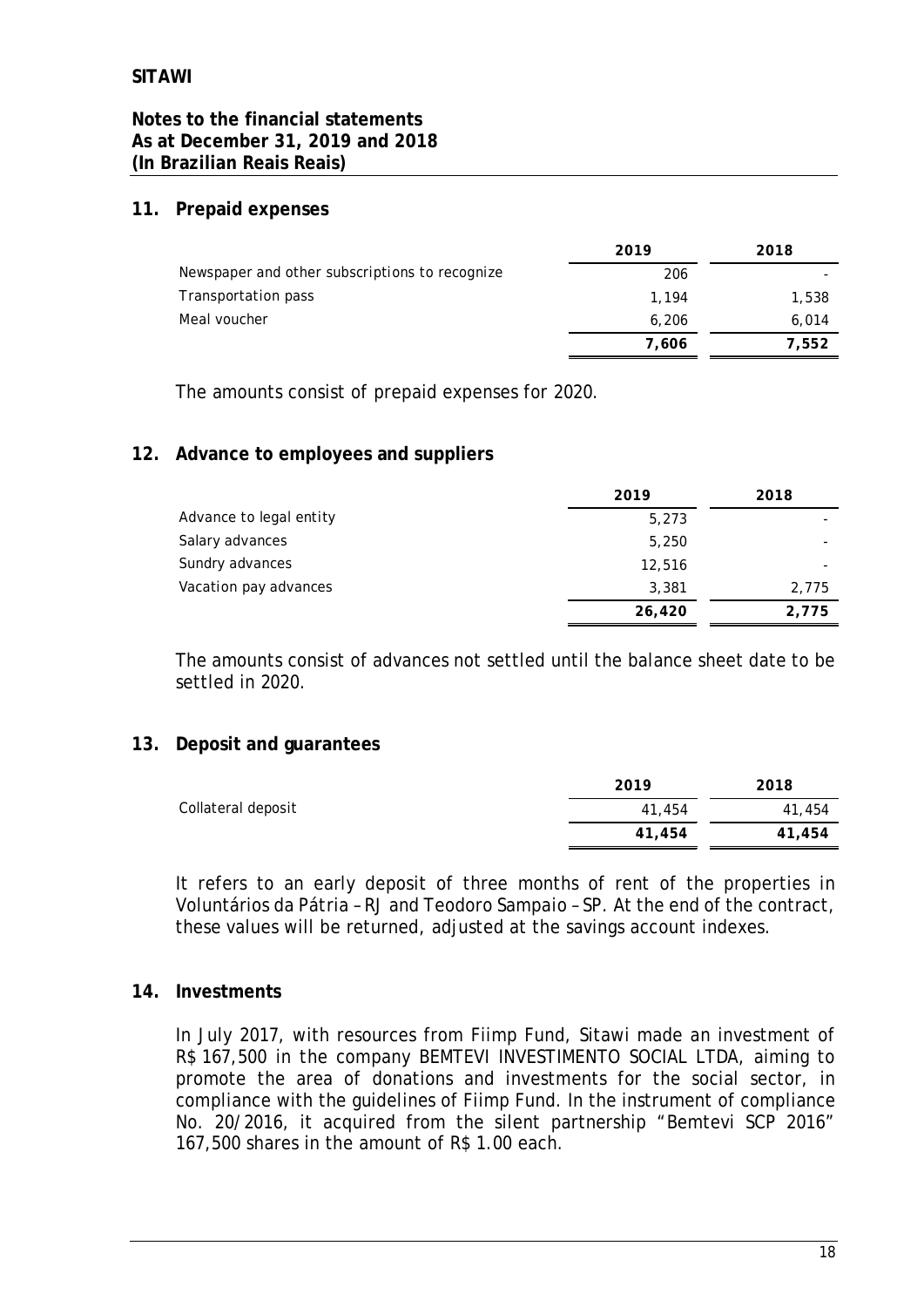## 11. Prepaid expenses

| | 2019 | 2018 |
|---|---|---|
| Newspaper and other subscriptions to recognize | 206 | - |
| Transportation pass | 1,194 | 1,538 |
| Meal voucher | 6,206 | 6,014 |
| | **7,606** | **7,552** |

The amounts consist of prepaid expenses for 2020.

## 12. Advance to employees and suppliers

| | 2019 | 2018 |
|---|---|---|
| Advance to legal entity | 5,273 | - |
| Salary advances | 5,250 | - |
| Sundry advances | 12,516 | - |
| Vacation pay advances | 3,381 | 2,775 |
| | **26,420** | **2,775** |

The amounts consist of advances not settled until the balance sheet date to be settled in 2020.

## 13. Deposit and guarantees

| | 2019 | 2018 |
|---|---|---|
| Collateral deposit | 41,454 | 41,454 |
| | **41,454** | **41,454** |

It refers to an early deposit of three months of rent of the properties in Voluntários da Pátria – RJ and Teodoro Sampaio – SP. At the end of the contract, these values will be returned, adjusted at the savings account indexes.

## 14. Investments

In July 2017, with resources from Fiimp Fund, Sitawi made an investment of R$ 167,500 in the company BEMTEVI INVESTIMENTO SOCIAL LTDA, aiming to promote the area of donations and investments for the social sector, in compliance with the guidelines of Fiimp Fund. In the instrument of compliance No. 20/2016, it acquired from the silent partnership "Bemtevi SCP 2016" 167,500 shares in the amount of R$ 1.00 each.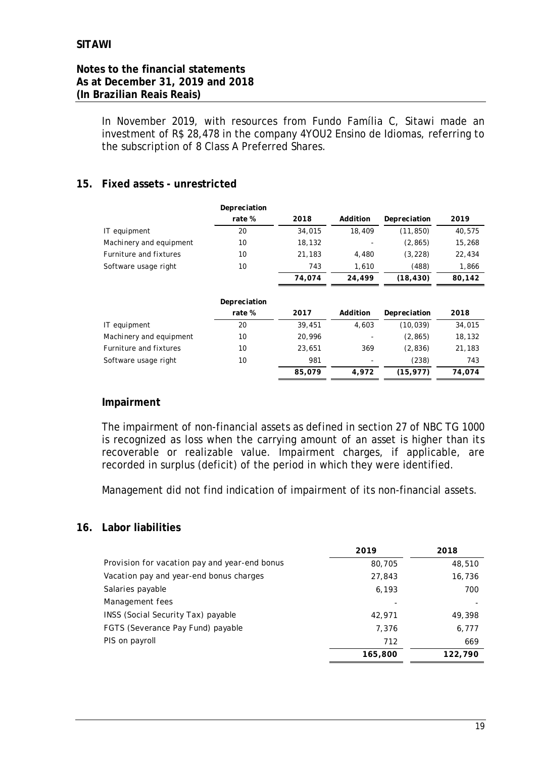In November 2019, with resources from Fundo Família C, Sitawi made an investment of R$ 28,478 in the company 4YOU2 Ensino de Idiomas, referring to the subscription of 8 Class A Preferred Shares.

## 15. Fixed assets - unrestricted

| | Depreciation rate % | 2018 | Addition | Depreciation | 2019 |
|---|---|---|---|---|---|
| IT equipment | 20 | 34,015 | 18,409 | (11,850) | 40,575 |
| Machinery and equipment | 10 | 18,132 | - | (2,865) | 15,268 |
| Furniture and fixtures | 10 | 21,183 | 4,480 | (3,228) | 22,434 |
| Software usage right | 10 | 743 | 1,610 | (488) | 1,866 |
| | | **74,074** | **24,499** | **(18,430)** | **80,142** |

| | Depreciation rate % | 2017 | Addition | Depreciation | 2018 |
|---|---|---|---|---|---|
| IT equipment | 20 | 39,451 | 4,603 | (10,039) | 34,015 |
| Machinery and equipment | 10 | 20,996 | - | (2,865) | 18,132 |
| Furniture and fixtures | 10 | 23,651 | 369 | (2,836) | 21,183 |
| Software usage right | 10 | 981 | - | (238) | 743 |
| | | **85,079** | **4,972** | **(15,977)** | **74,074** |

### Impairment

The impairment of non-financial assets as defined in section 27 of NBC TG 1000 is recognized as loss when the carrying amount of an asset is higher than its recoverable or realizable value. Impairment charges, if applicable, are recorded in surplus (deficit) of the period in which they were identified.

Management did not find indication of impairment of its non-financial assets.

## 16. Labor liabilities

| | 2019 | 2018 |
|---|---|---|
| Provision for vacation pay and year-end bonus | 80,705 | 48,510 |
| Vacation pay and year-end bonus charges | 27,843 | 16,736 |
| Salaries payable | 6,193 | 700 |
| Management fees | - | - |
| INSS (Social Security Tax) payable | 42,971 | 49,398 |
| FGTS (Severance Pay Fund) payable | 7,376 | 6,777 |
| PIS on payroll | 712 | 669 |
| | **165,800** | **122,790** |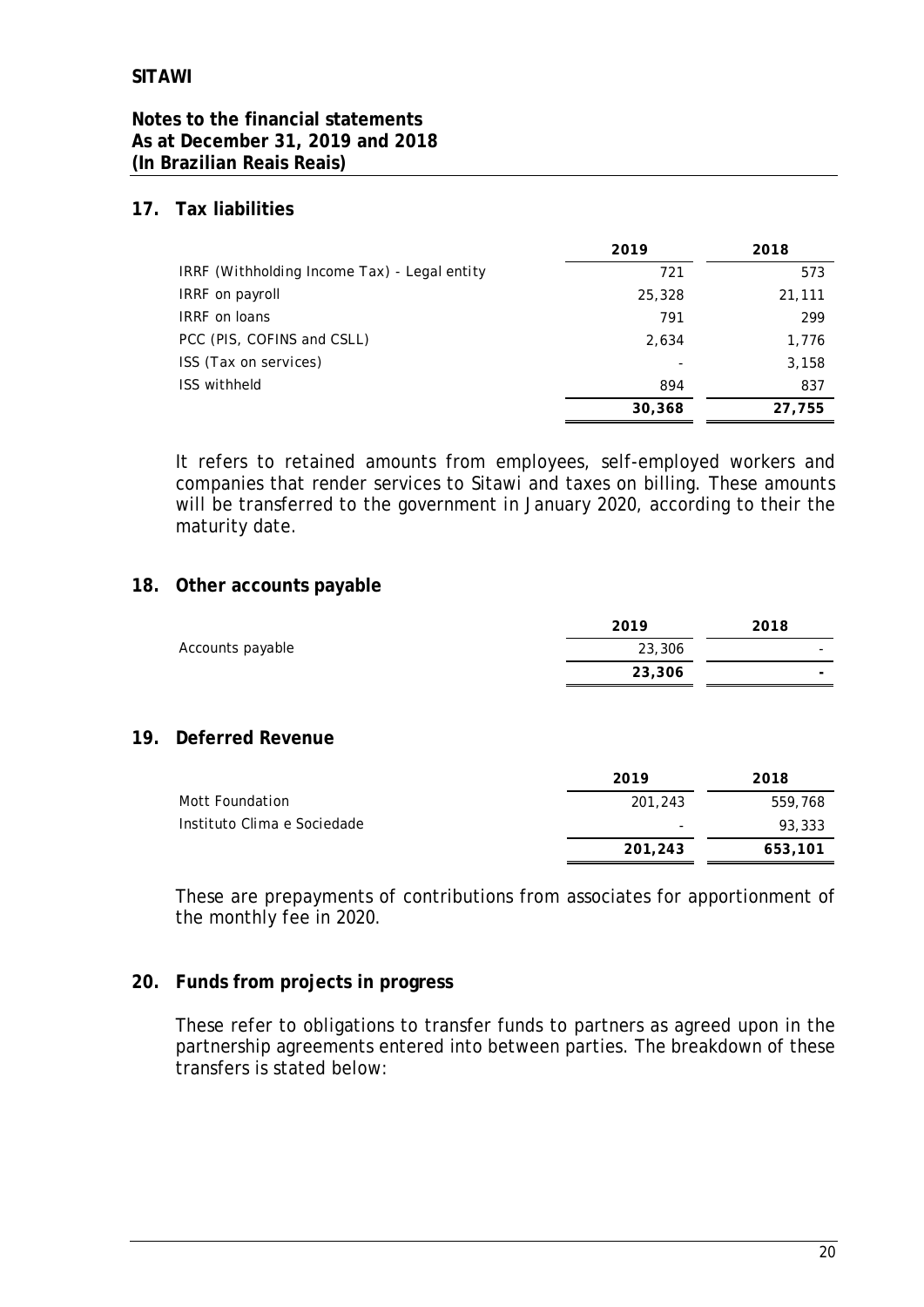## 17. Tax liabilities

| | 2019 | 2018 |
|---|---|---|
| IRRF (Withholding Income Tax) - Legal entity | 721 | 573 |
| IRRF on payroll | 25,328 | 21,111 |
| IRRF on loans | 791 | 299 |
| PCC (PIS, COFINS and CSLL) | 2,634 | 1,776 |
| ISS (Tax on services) | - | 3,158 |
| ISS withheld | 894 | 837 |
| | **30,368** | **27,755** |

It refers to retained amounts from employees, self-employed workers and companies that render services to Sitawi and taxes on billing. These amounts will be transferred to the government in January 2020, according to their the maturity date.

## 18. Other accounts payable

| | 2019 | 2018 |
|---|---|---|
| Accounts payable | 23,306 | - |
| | **23,306** | **-** |

## 19. Deferred Revenue

| | 2019 | 2018 |
|---|---|---|
| Mott Foundation | 201,243 | 559,768 |
| Instituto Clima e Sociedade | - | 93,333 |
| | **201,243** | **653,101** |

These are prepayments of contributions from associates for apportionment of the monthly fee in 2020.

## 20. Funds from projects in progress

These refer to obligations to transfer funds to partners as agreed upon in the partnership agreements entered into between parties. The breakdown of these transfers is stated below: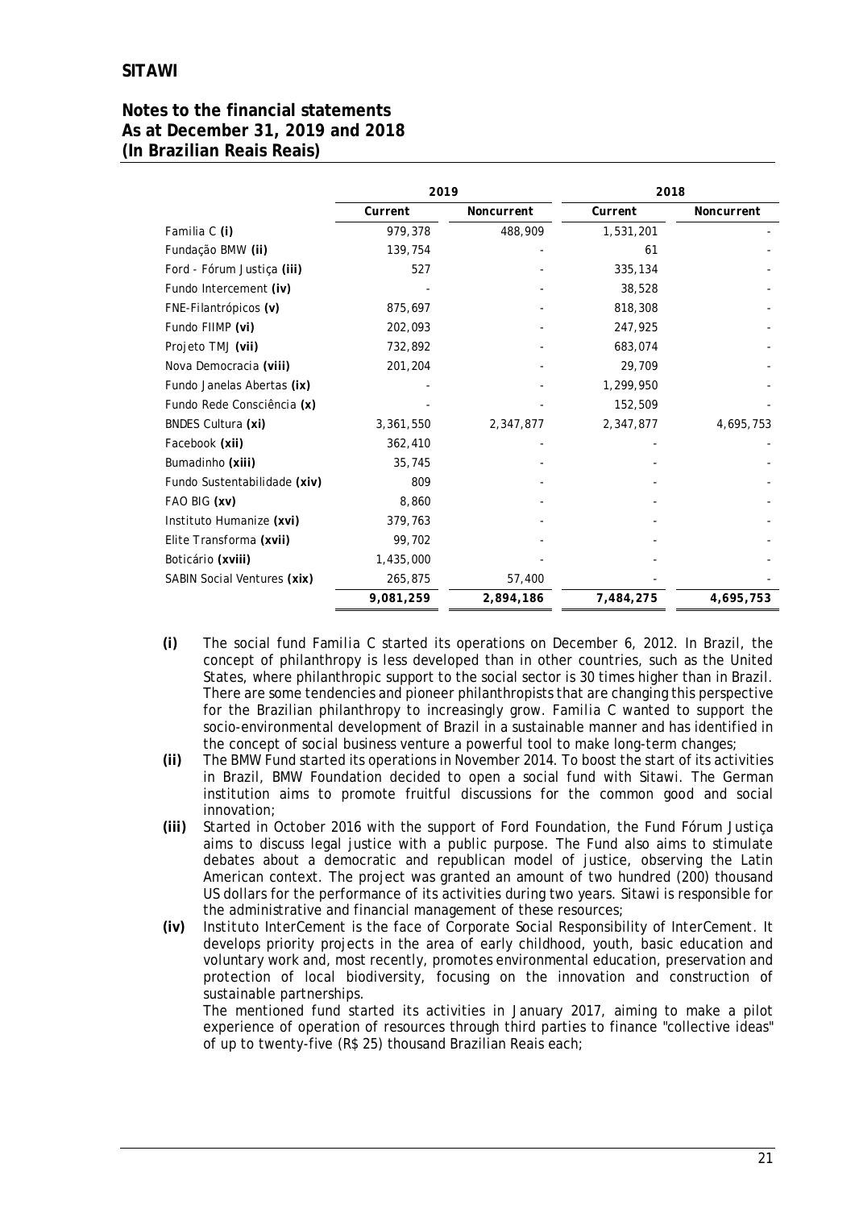| | 2019 | | 2018 | |
|---|---|---|---|---|
| | Current | Noncurrent | Current | Noncurrent |
| Familia C **(i)** | 979,378 | 488,909 | 1,531,201 | - |
| Fundação BMW **(ii)** | 139,754 | - | 61 | - |
| Ford - Fórum Justiça **(iii)** | 527 | - | 335,134 | - |
| Fundo Intercement **(iv)** | - | - | 38,528 | - |
| FNE-Filantrópicos **(v)** | 875,697 | - | 818,308 | - |
| Fundo FIIMP **(vi)** | 202,093 | - | 247,925 | - |
| Projeto TMJ **(vii)** | 732,892 | - | 683,074 | - |
| Nova Democracia **(viii)** | 201,204 | - | 29,709 | - |
| Fundo Janelas Abertas **(ix)** | - | - | 1,299,950 | - |
| Fundo Rede Consciência **(x)** | - | - | 152,509 | - |
| BNDES Cultura **(xi)** | 3,361,550 | 2,347,877 | 2,347,877 | 4,695,753 |
| Facebook **(xii)** | 362,410 | - | - | - |
| Bumadinho **(xiii)** | 35,745 | - | - | - |
| Fundo Sustentabilidade **(xiv)** | 809 | - | - | - |
| FAO BIG **(xv)** | 8,860 | - | - | - |
| Instituto Humanize **(xvi)** | 379,763 | - | - | - |
| Elite Transforma **(xvii)** | 99,702 | - | - | - |
| Boticário **(xviii)** | 1,435,000 | - | - | - |
| SABIN Social Ventures **(xix)** | 265,875 | 57,400 | - | - |
| | **9,081,259** | **2,894,186** | **7,484,275** | **4,695,753** |

**(i)** The social fund *Familia C* started its operations on December 6, 2012. In Brazil, the concept of philanthropy is less developed than in other countries, such as the United States, where philanthropic support to the social sector is 30 times higher than in Brazil. There are some tendencies and pioneer philanthropists that are changing this perspective for the Brazilian philanthropy to increasingly grow. *Familia C* wanted to support the socio-environmental development of Brazil in a sustainable manner and has identified in the concept of social business venture a powerful tool to make long-term changes;

**(ii)** The BMW Fund started its operations in November 2014. To boost the start of its activities in Brazil, BMW Foundation decided to open a social fund with Sitawi. The German institution aims to promote fruitful discussions for the common good and social innovation;

**(iii)** Started in October 2016 with the support of Ford Foundation, the Fund Fórum Justiça aims to discuss legal justice with a public purpose. The Fund also aims to stimulate debates about a democratic and republican model of justice, observing the Latin American context. The project was granted an amount of two hundred (200) thousand US dollars for the performance of its activities during two years. Sitawi is responsible for the administrative and financial management of these resources;

**(iv)** Instituto InterCement is the face of Corporate Social Responsibility of InterCement. It develops priority projects in the area of early childhood, youth, basic education and voluntary work and, most recently, promotes environmental education, preservation and protection of local biodiversity, focusing on the innovation and construction of sustainable partnerships.

The mentioned fund started its activities in January 2017, aiming to make a pilot experience of operation of resources through third parties to finance "collective ideas" of up to twenty-five (R$ 25) thousand Brazilian Reais each;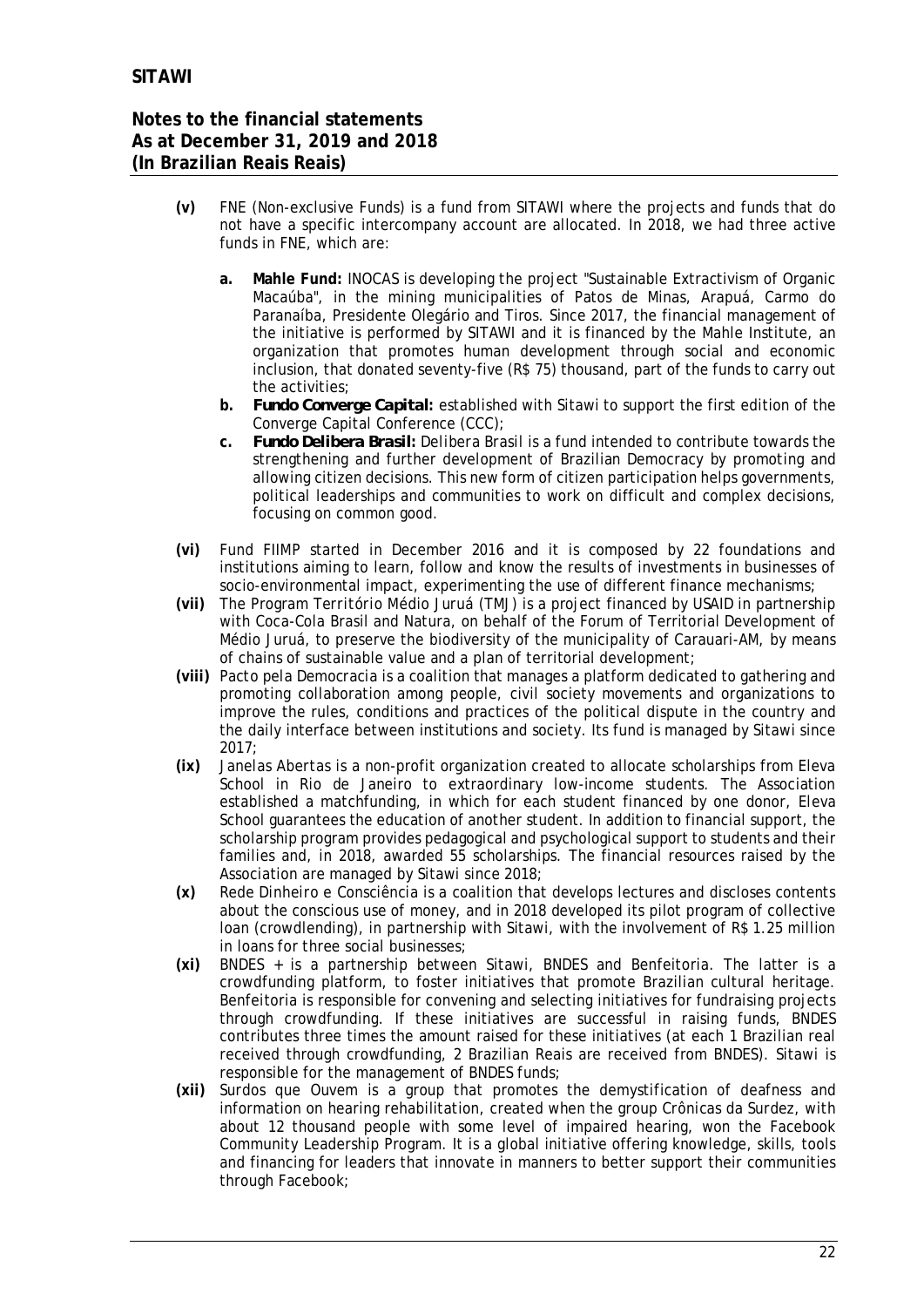- **(v)** FNE (Non-exclusive Funds) is a fund from SITAWI where the projects and funds that do not have a specific intercompany account are allocated. In 2018, we had three active funds in FNE, which are:

  - **a. Mahle Fund:** INOCAS is developing the project "Sustainable Extractivism of Organic Macaúba", in the mining municipalities of Patos de Minas, Arapuá, Carmo do Paranaíba, Presidente Olegário and Tiros. Since 2017, the financial management of the initiative is performed by SITAWI and it is financed by the Mahle Institute, an organization that promotes human development through social and economic inclusion, that donated seventy-five (R$ 75) thousand, part of the funds to carry out the activities;
  - **b. *Fundo Converge Capital:*** established with Sitawi to support the first edition of the Converge Capital Conference (CCC);
  - **c. *Fundo Delibera Brasil:*** Delibera Brasil is a fund intended to contribute towards the strengthening and further development of Brazilian Democracy by promoting and allowing citizen decisions. This new form of citizen participation helps governments, political leaderships and communities to work on difficult and complex decisions, focusing on common good.

- **(vi)** Fund FIIMP started in December 2016 and it is composed by 22 foundations and institutions aiming to learn, follow and know the results of investments in businesses of socio-environmental impact, experimenting the use of different finance mechanisms;
- **(vii)** The Program Território Médio Juruá (TMJ) is a project financed by USAID in partnership with Coca-Cola Brasil and Natura, on behalf of the Forum of Territorial Development of Médio Juruá, to preserve the biodiversity of the municipality of Carauari-AM, by means of chains of sustainable value and a plan of territorial development;
- **(viii)** Pacto pela Democracia is a coalition that manages a platform dedicated to gathering and promoting collaboration among people, civil society movements and organizations to improve the rules, conditions and practices of the political dispute in the country and the daily interface between institutions and society. Its fund is managed by Sitawi since 2017;
- **(ix)** Janelas Abertas is a non-profit organization created to allocate scholarships from Eleva School in Rio de Janeiro to extraordinary low-income students. The Association established a matchfunding, in which for each student financed by one donor, Eleva School guarantees the education of another student. In addition to financial support, the scholarship program provides pedagogical and psychological support to students and their families and, in 2018, awarded 55 scholarships. The financial resources raised by the Association are managed by Sitawi since 2018;
- **(x)** Rede Dinheiro e Consciência is a coalition that develops lectures and discloses contents about the conscious use of money, and in 2018 developed its pilot program of collective loan (crowdlending), in partnership with Sitawi, with the involvement of R$ 1.25 million in loans for three social businesses;
- **(xi)** BNDES + is a partnership between Sitawi, BNDES and Benfeitoria. The latter is a crowdfunding platform, to foster initiatives that promote Brazilian cultural heritage. Benfeitoria is responsible for convening and selecting initiatives for fundraising projects through crowdfunding. If these initiatives are successful in raising funds, BNDES contributes three times the amount raised for these initiatives (at each 1 Brazilian real received through crowdfunding, 2 Brazilian Reais are received from BNDES). Sitawi is responsible for the management of BNDES funds;
- **(xii)** Surdos que Ouvem is a group that promotes the demystification of deafness and information on hearing rehabilitation, created when the group Crônicas da Surdez, with about 12 thousand people with some level of impaired hearing, won the Facebook Community Leadership Program. It is a global initiative offering knowledge, skills, tools and financing for leaders that innovate in manners to better support their communities through Facebook;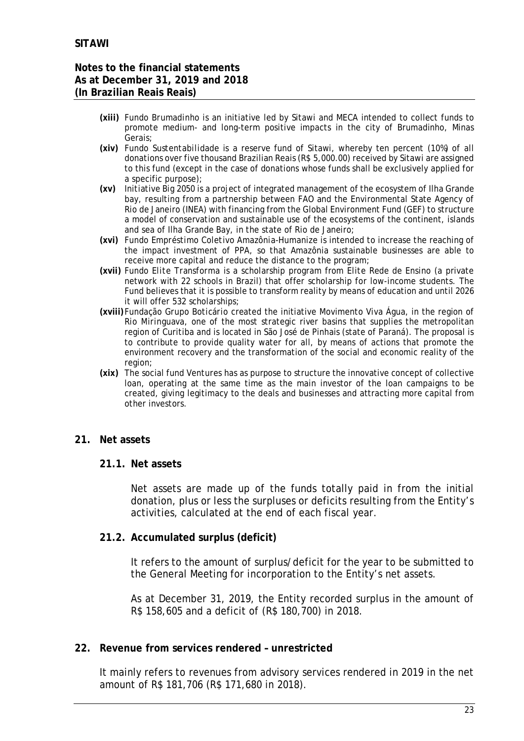- **(xiii)** Fundo Brumadinho is an initiative led by Sitawi and MECA intended to collect funds to promote medium- and long-term positive impacts in the city of Brumadinho, Minas Gerais;
- **(xiv)** Fundo Sustentabilidade is a reserve fund of Sitawi, whereby ten percent (10%) of all donations over five thousand Brazilian Reais (R$ 5,000.00) received by Sitawi are assigned to this fund (except in the case of donations whose funds shall be exclusively applied for a specific purpose);
- **(xv)** Initiative Big 2050 is a project of integrated management of the ecosystem of Ilha Grande bay, resulting from a partnership between FAO and the Environmental State Agency of Rio de Janeiro (INEA) with financing from the Global Environment Fund (GEF) to structure a model of conservation and sustainable use of the ecosystems of the continent, islands and sea of Ilha Grande Bay, in the state of Rio de Janeiro;
- **(xvi)** Fundo Empréstimo Coletivo Amazônia-Humanize is intended to increase the reaching of the impact investment of PPA, so that Amazônia sustainable businesses are able to receive more capital and reduce the distance to the program;
- **(xvii)** Fundo Elite Transforma is a scholarship program from Elite Rede de Ensino (a private network with 22 schools in Brazil) that offer scholarship for low-income students. The Fund believes that it is possible to transform reality by means of education and until 2026 it will offer 532 scholarships;
- **(xviii)** Fundação Grupo Boticário created the initiative Movimento Viva Água, in the region of Rio Miringuava, one of the most strategic river basins that supplies the metropolitan region of Curitiba and is located in São José de Pinhais (state of Paraná). The proposal is to contribute to provide quality water for all, by means of actions that promote the environment recovery and the transformation of the social and economic reality of the region;
- **(xix)** The social fund Ventures has as purpose to structure the innovative concept of collective loan, operating at the same time as the main investor of the loan campaigns to be created, giving legitimacy to the deals and businesses and attracting more capital from other investors.

## 21. Net assets

### 21.1. Net assets

Net assets are made up of the funds totally paid in from the initial donation, plus or less the surpluses or deficits resulting from the Entity's activities, calculated at the end of each fiscal year.

### 21.2. Accumulated surplus (deficit)

It refers to the amount of surplus/deficit for the year to be submitted to the General Meeting for incorporation to the Entity's net assets.

As at December 31, 2019, the Entity recorded surplus in the amount of R$ 158,605 and a deficit of (R$ 180,700) in 2018.

## 22. Revenue from services rendered – unrestricted

It mainly refers to revenues from advisory services rendered in 2019 in the net amount of R$ 181,706 (R$ 171,680 in 2018).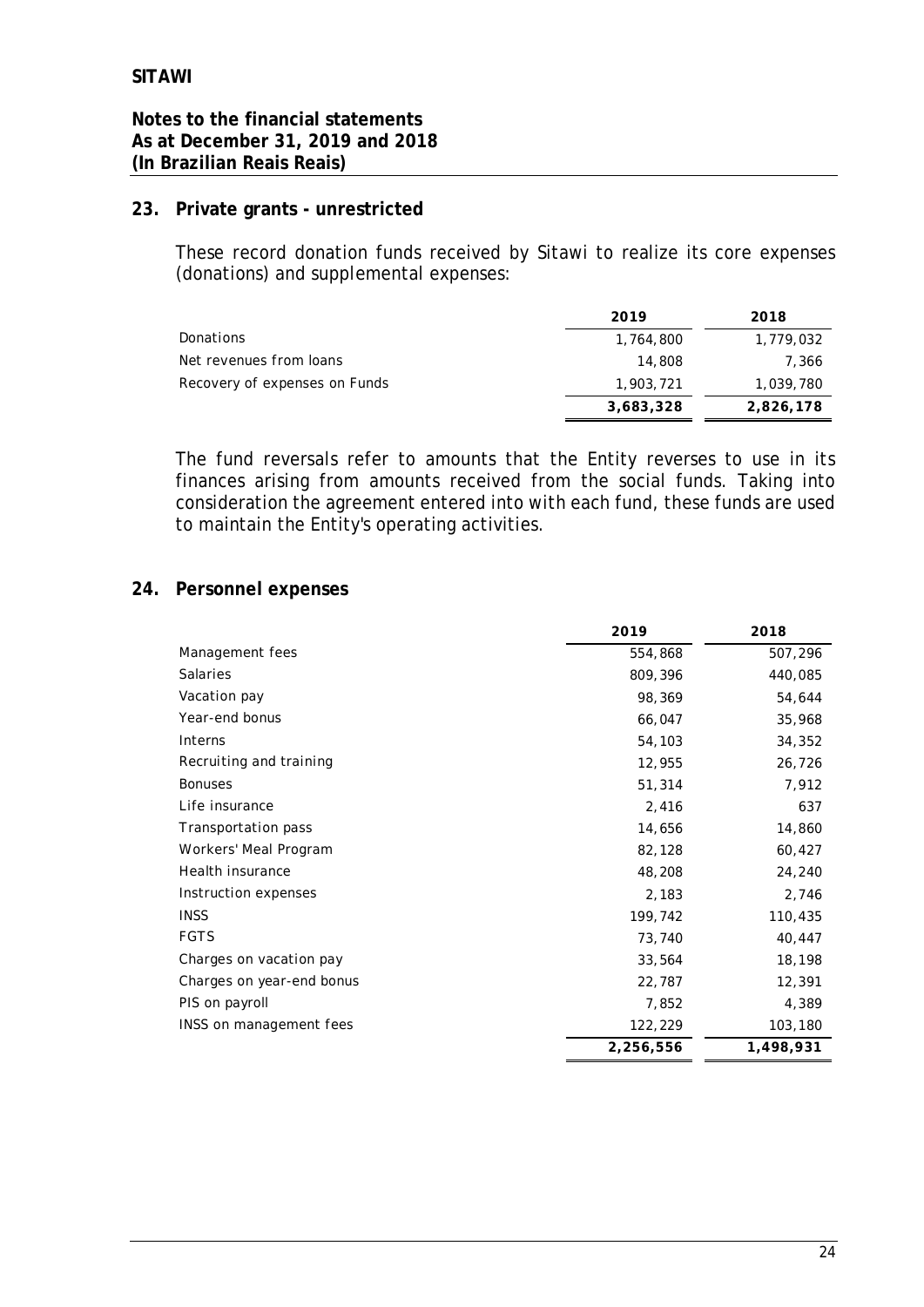**SITAWI**

**Notes to the financial statements**
**As at December 31, 2019 and 2018**
**(In Brazilian Reais Reais)**

## 23. Private grants - unrestricted

These record donation funds received by Sitawi to realize its core expenses (donations) and supplemental expenses:

| | 2019 | 2018 |
|---|---|---|
| Donations | 1,764,800 | 1,779,032 |
| Net revenues from loans | 14,808 | 7,366 |
| Recovery of expenses on Funds | 1,903,721 | 1,039,780 |
| | **3,683,328** | **2,826,178** |

The fund reversals refer to amounts that the Entity reverses to use in its finances arising from amounts received from the social funds. Taking into consideration the agreement entered into with each fund, these funds are used to maintain the Entity's operating activities.

## 24. Personnel expenses

| | 2019 | 2018 |
|---|---|---|
| Management fees | 554,868 | 507,296 |
| Salaries | 809,396 | 440,085 |
| Vacation pay | 98,369 | 54,644 |
| Year-end bonus | 66,047 | 35,968 |
| Interns | 54,103 | 34,352 |
| Recruiting and training | 12,955 | 26,726 |
| Bonuses | 51,314 | 7,912 |
| Life insurance | 2,416 | 637 |
| Transportation pass | 14,656 | 14,860 |
| Workers' Meal Program | 82,128 | 60,427 |
| Health insurance | 48,208 | 24,240 |
| Instruction expenses | 2,183 | 2,746 |
| INSS | 199,742 | 110,435 |
| FGTS | 73,740 | 40,447 |
| Charges on vacation pay | 33,564 | 18,198 |
| Charges on year-end bonus | 22,787 | 12,391 |
| PIS on payroll | 7,852 | 4,389 |
| INSS on management fees | 122,229 | 103,180 |
| | **2,256,556** | **1,498,931** |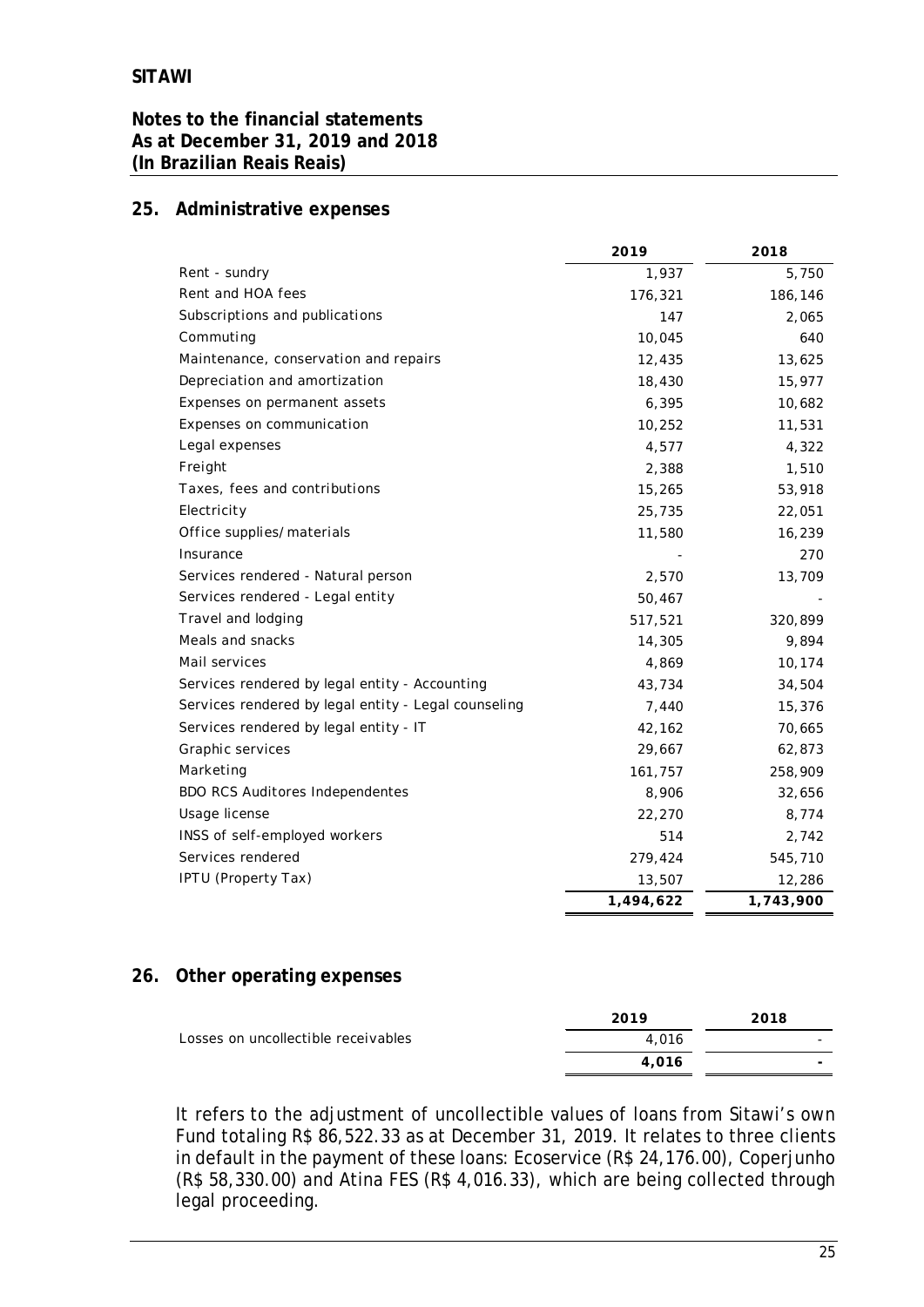**SITAWI**

**Notes to the financial statements**
**As at December 31, 2019 and 2018**
**(In Brazilian Reais Reais)**

## 25. Administrative expenses

| | 2019 | 2018 |
|---|---|---|
| Rent - sundry | 1,937 | 5,750 |
| Rent and HOA fees | 176,321 | 186,146 |
| Subscriptions and publications | 147 | 2,065 |
| Commuting | 10,045 | 640 |
| Maintenance, conservation and repairs | 12,435 | 13,625 |
| Depreciation and amortization | 18,430 | 15,977 |
| Expenses on permanent assets | 6,395 | 10,682 |
| Expenses on communication | 10,252 | 11,531 |
| Legal expenses | 4,577 | 4,322 |
| Freight | 2,388 | 1,510 |
| Taxes, fees and contributions | 15,265 | 53,918 |
| Electricity | 25,735 | 22,051 |
| Office supplies/materials | 11,580 | 16,239 |
| Insurance | - | 270 |
| Services rendered - Natural person | 2,570 | 13,709 |
| Services rendered - Legal entity | 50,467 | - |
| Travel and lodging | 517,521 | 320,899 |
| Meals and snacks | 14,305 | 9,894 |
| Mail services | 4,869 | 10,174 |
| Services rendered by legal entity - Accounting | 43,734 | 34,504 |
| Services rendered by legal entity - Legal counseling | 7,440 | 15,376 |
| Services rendered by legal entity - IT | 42,162 | 70,665 |
| Graphic services | 29,667 | 62,873 |
| Marketing | 161,757 | 258,909 |
| BDO RCS Auditores Independentes | 8,906 | 32,656 |
| Usage license | 22,270 | 8,774 |
| INSS of self-employed workers | 514 | 2,742 |
| Services rendered | 279,424 | 545,710 |
| IPTU (Property Tax) | 13,507 | 12,286 |
| | **1,494,622** | **1,743,900** |

## 26. Other operating expenses

| | 2019 | 2018 |
|---|---|---|
| Losses on uncollectible receivables | 4,016 | - |
| | **4,016** | **-** |

It refers to the adjustment of uncollectible values of loans from Sitawi's own Fund totaling R$ 86,522.33 as at December 31, 2019. It relates to three clients in default in the payment of these loans: Ecoservice (R$ 24,176.00), Coperjunho (R$ 58,330.00) and Atina FES (R$ 4,016.33), which are being collected through legal proceeding.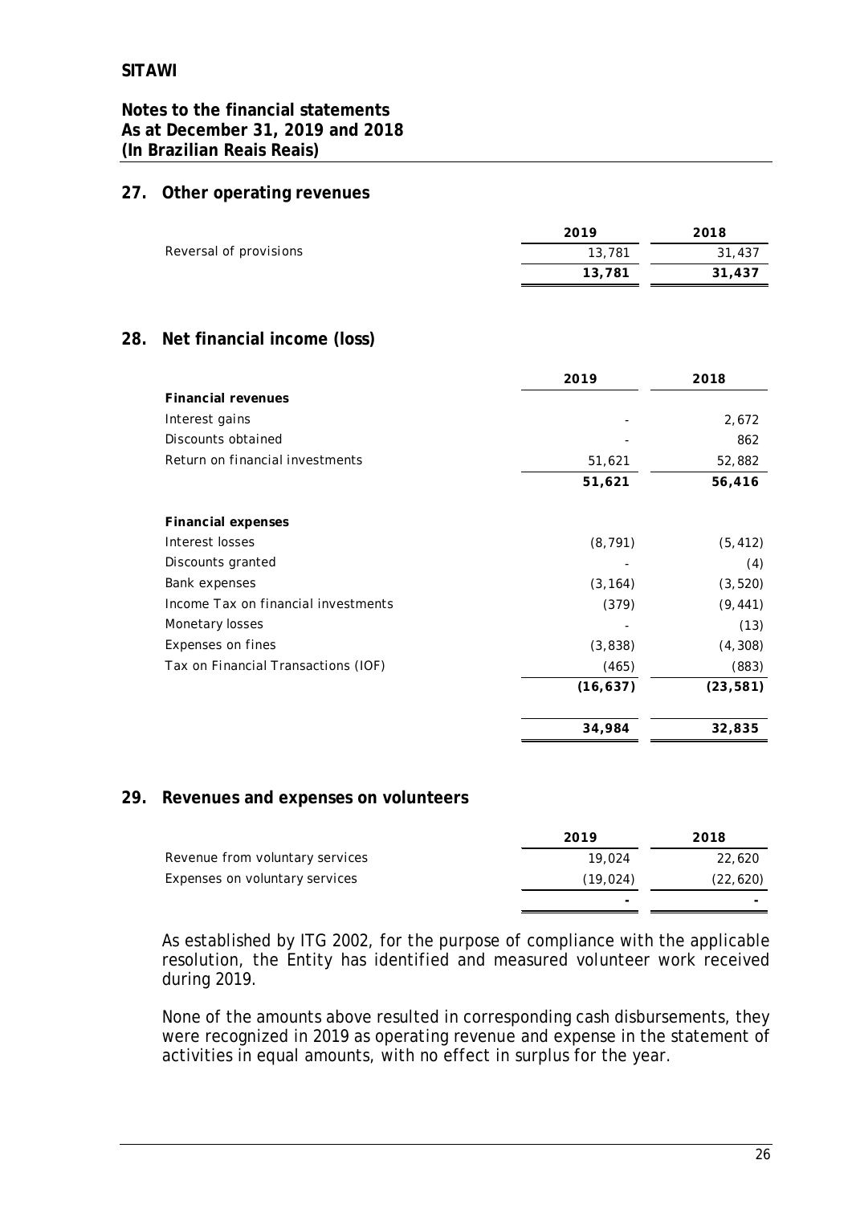## 27. Other operating revenues

| | 2019 | 2018 |
|---|---|---|
| Reversal of provisions | 13,781 | 31,437 |
| | **13,781** | **31,437** |

## 28. Net financial income (loss)

| | 2019 | 2018 |
|---|---|---|
| **Financial revenues** | | |
| Interest gains | - | 2,672 |
| Discounts obtained | - | 862 |
| Return on financial investments | 51,621 | 52,882 |
| | **51,621** | **56,416** |
| **Financial expenses** | | |
| Interest losses | (8,791) | (5,412) |
| Discounts granted | - | (4) |
| Bank expenses | (3,164) | (3,520) |
| Income Tax on financial investments | (379) | (9,441) |
| Monetary losses | - | (13) |
| Expenses on fines | (3,838) | (4,308) |
| Tax on Financial Transactions (IOF) | (465) | (883) |
| | **(16,637)** | **(23,581)** |
| | **34,984** | **32,835** |

## 29. Revenues and expenses on volunteers

| | 2019 | 2018 |
|---|---|---|
| Revenue from voluntary services | 19,024 | 22,620 |
| Expenses on voluntary services | (19,024) | (22,620) |
| | **-** | **-** |

As established by ITG 2002, for the purpose of compliance with the applicable resolution, the Entity has identified and measured volunteer work received during 2019.

None of the amounts above resulted in corresponding cash disbursements, they were recognized in 2019 as operating revenue and expense in the statement of activities in equal amounts, with no effect in surplus for the year.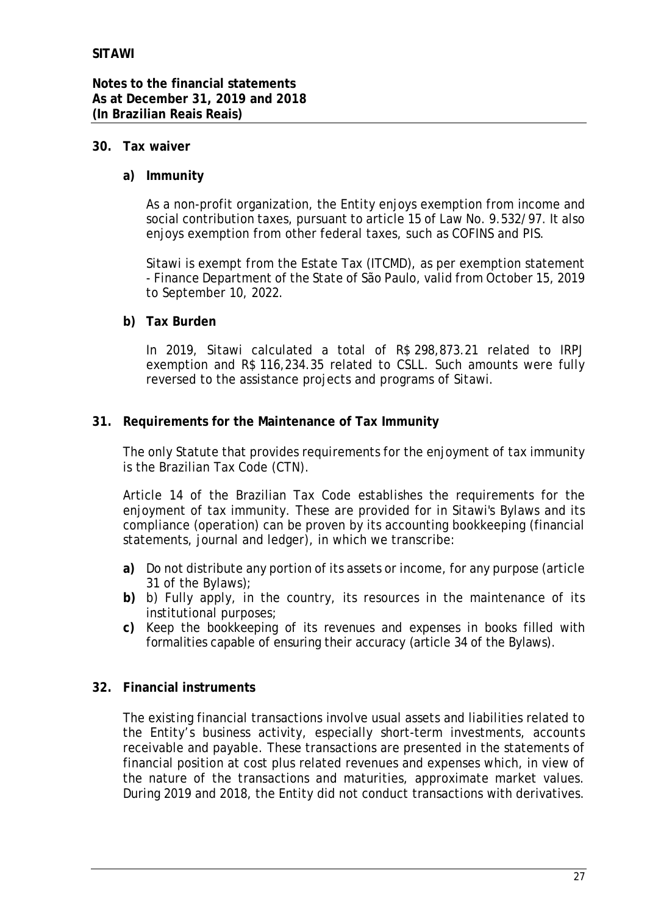## 30. Tax waiver

### a) Immunity

As a non-profit organization, the Entity enjoys exemption from income and social contribution taxes, pursuant to article 15 of Law No. 9.532/97. It also enjoys exemption from other federal taxes, such as COFINS and PIS.

Sitawi is exempt from the Estate Tax (ITCMD), as per exemption statement - Finance Department of the State of São Paulo, valid from October 15, 2019 to September 10, 2022.

### b) Tax Burden

In 2019, Sitawi calculated a total of R$ 298,873.21 related to IRPJ exemption and R$ 116,234.35 related to CSLL. Such amounts were fully reversed to the assistance projects and programs of Sitawi.

## 31. Requirements for the Maintenance of Tax Immunity

The only Statute that provides requirements for the enjoyment of tax immunity is the Brazilian Tax Code (CTN).

Article 14 of the Brazilian Tax Code establishes the requirements for the enjoyment of tax immunity. These are provided for in Sitawi's Bylaws and its compliance (operation) can be proven by its accounting bookkeeping (financial statements, journal and ledger), in which we transcribe:

**a)** Do not distribute any portion of its assets or income, for any purpose (article 31 of the Bylaws);
**b)** b) Fully apply, in the country, its resources in the maintenance of its institutional purposes;
**c)** Keep the bookkeeping of its revenues and expenses in books filled with formalities capable of ensuring their accuracy (article 34 of the Bylaws).

## 32. Financial instruments

The existing financial transactions involve usual assets and liabilities related to the Entity's business activity, especially short-term investments, accounts receivable and payable. These transactions are presented in the statements of financial position at cost plus related revenues and expenses which, in view of the nature of the transactions and maturities, approximate market values. During 2019 and 2018, the Entity did not conduct transactions with derivatives.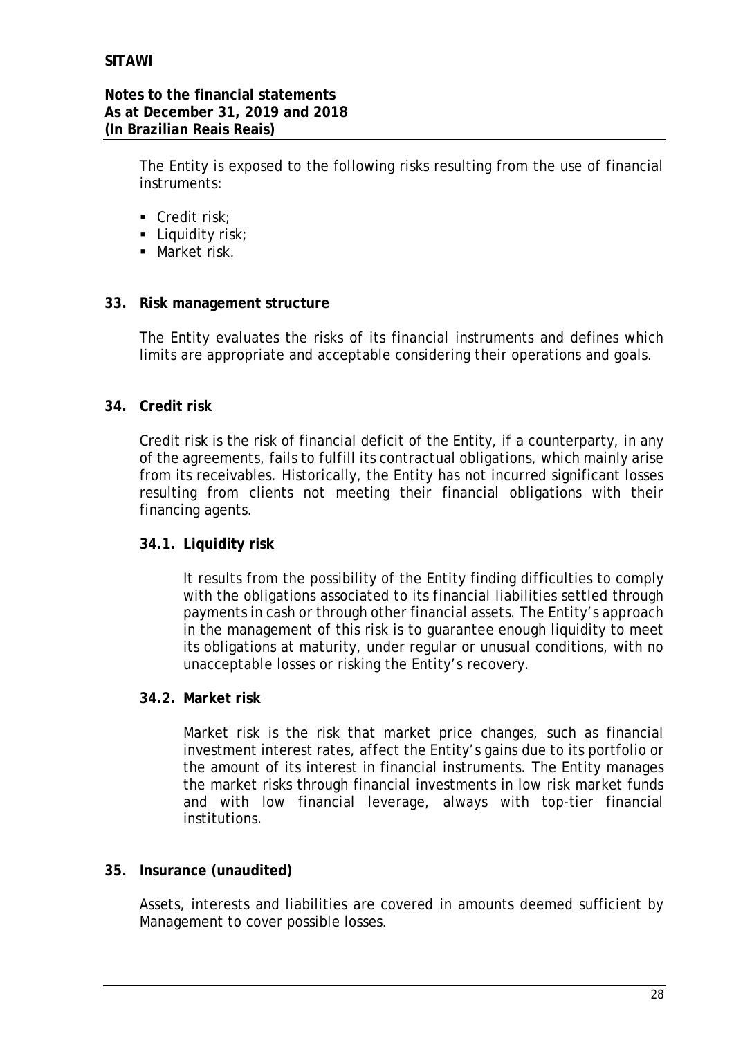The Entity is exposed to the following risks resulting from the use of financial instruments:

- Credit risk;
- Liquidity risk;
- Market risk.

## 33. Risk management structure

The Entity evaluates the risks of its financial instruments and defines which limits are appropriate and acceptable considering their operations and goals.

## 34. Credit risk

Credit risk is the risk of financial deficit of the Entity, if a counterparty, in any of the agreements, fails to fulfill its contractual obligations, which mainly arise from its receivables. Historically, the Entity has not incurred significant losses resulting from clients not meeting their financial obligations with their financing agents.

### 34.1. Liquidity risk

It results from the possibility of the Entity finding difficulties to comply with the obligations associated to its financial liabilities settled through payments in cash or through other financial assets. The Entity's approach in the management of this risk is to guarantee enough liquidity to meet its obligations at maturity, under regular or unusual conditions, with no unacceptable losses or risking the Entity's recovery.

### 34.2. Market risk

Market risk is the risk that market price changes, such as financial investment interest rates, affect the Entity's gains due to its portfolio or the amount of its interest in financial instruments. The Entity manages the market risks through financial investments in low risk market funds and with low financial leverage, always with top-tier financial institutions.

## 35. Insurance (unaudited)

Assets, interests and liabilities are covered in amounts deemed sufficient by Management to cover possible losses.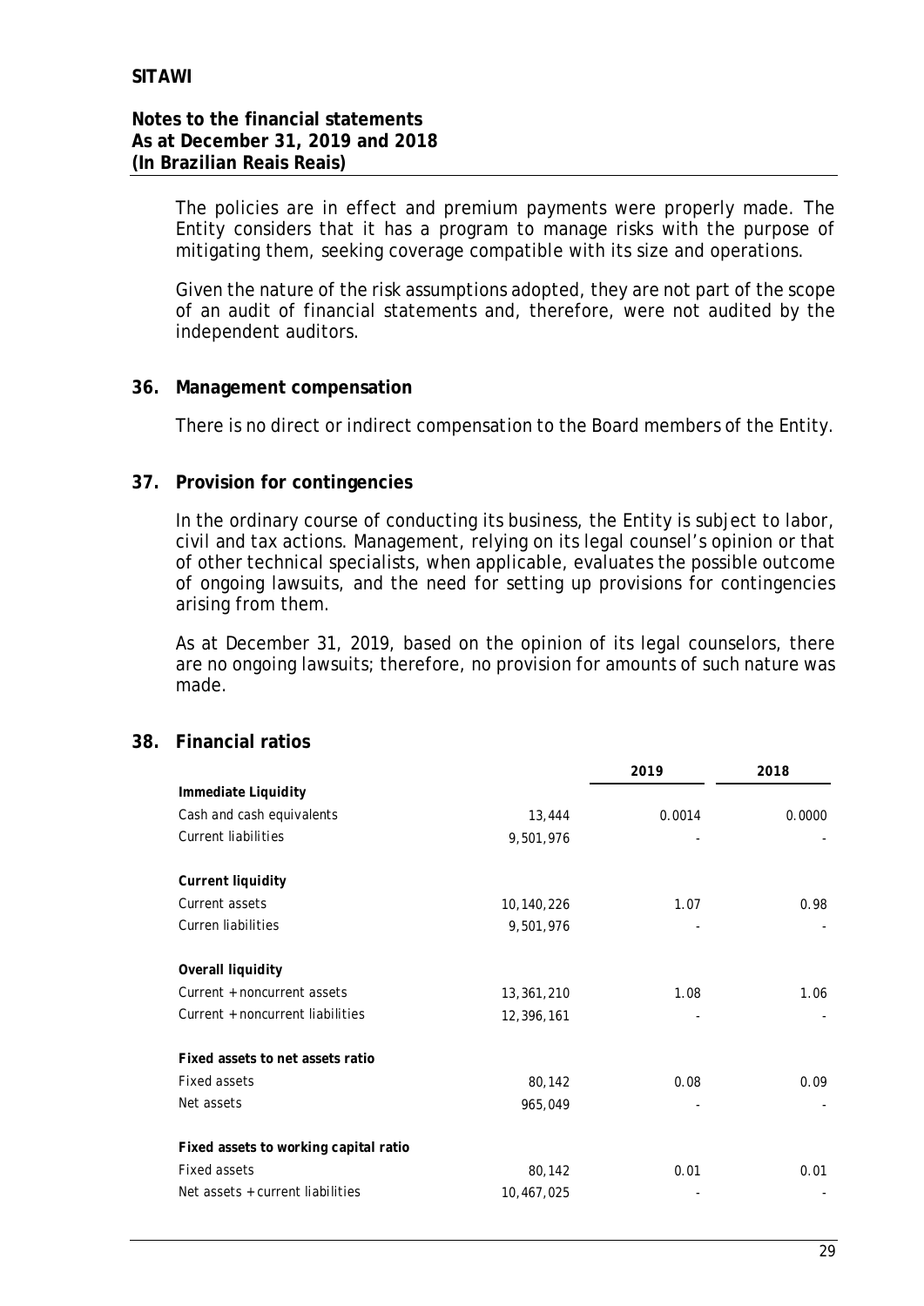The policies are in effect and premium payments were properly made. The Entity considers that it has a program to manage risks with the purpose of mitigating them, seeking coverage compatible with its size and operations.

Given the nature of the risk assumptions adopted, they are not part of the scope of an audit of financial statements and, therefore, were not audited by the independent auditors.

## 36. Management compensation

There is no direct or indirect compensation to the Board members of the Entity.

## 37. Provision for contingencies

In the ordinary course of conducting its business, the Entity is subject to labor, civil and tax actions. Management, relying on its legal counsel's opinion or that of other technical specialists, when applicable, evaluates the possible outcome of ongoing lawsuits, and the need for setting up provisions for contingencies arising from them.

As at December 31, 2019, based on the opinion of its legal counselors, there are no ongoing lawsuits; therefore, no provision for amounts of such nature was made.

## 38. Financial ratios

| | | 2019 | 2018 |
|---|---|---|---|
| **Immediate Liquidity** | | | |
| Cash and cash equivalents | 13,444 | 0.0014 | 0.0000 |
| Current liabilities | 9,501,976 | - | - |
| **Current liquidity** | | | |
| Current assets | 10,140,226 | 1.07 | 0.98 |
| Curren liabilities | 9,501,976 | - | - |
| **Overall liquidity** | | | |
| Current + noncurrent assets | 13,361,210 | 1.08 | 1.06 |
| Current + noncurrent liabilities | 12,396,161 | - | - |
| **Fixed assets to net assets ratio** | | | |
| Fixed assets | 80,142 | 0.08 | 0.09 |
| Net assets | 965,049 | - | - |
| **Fixed assets to working capital ratio** | | | |
| Fixed assets | 80,142 | 0.01 | 0.01 |
| Net assets + current liabilities | 10,467,025 | - | - |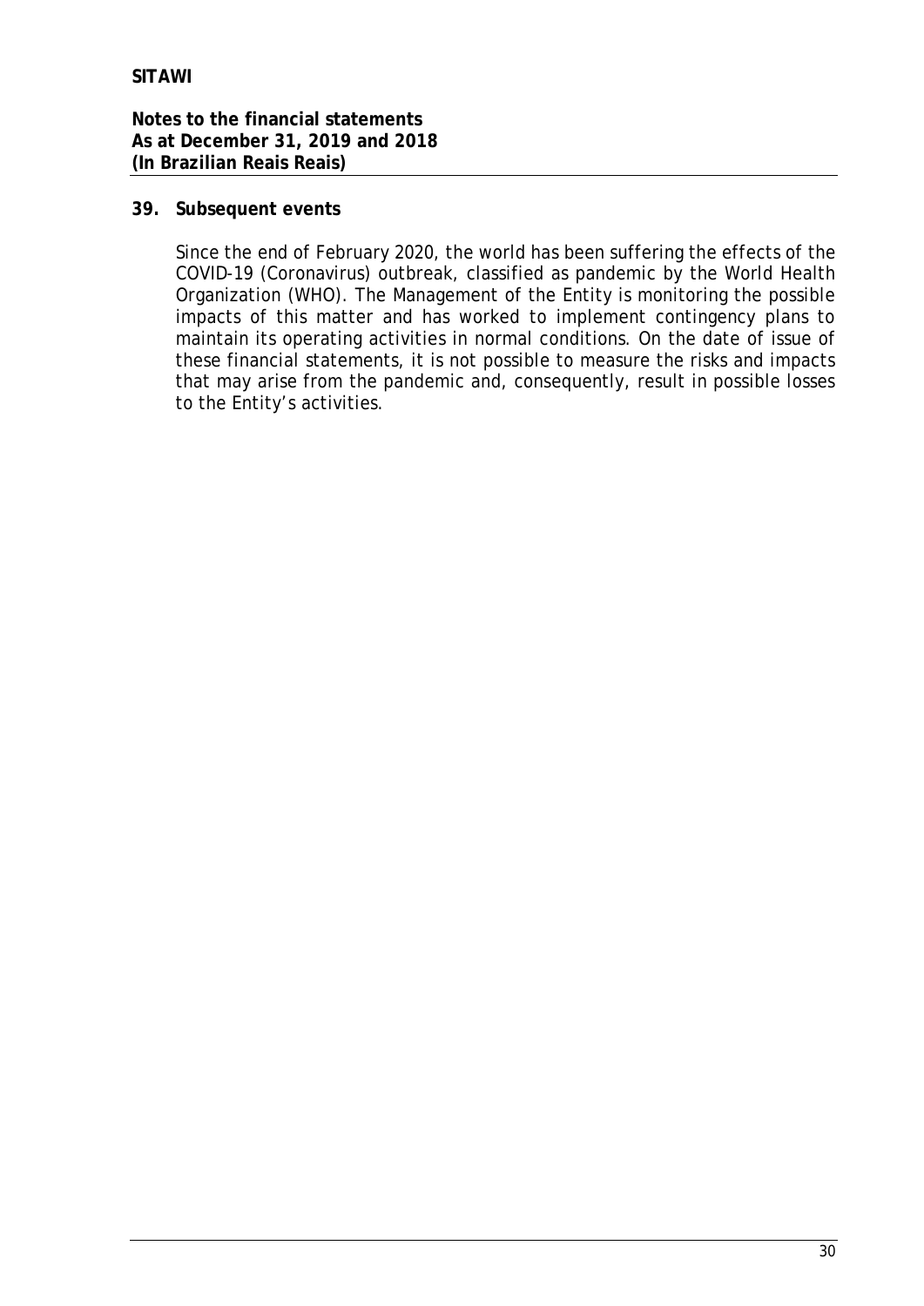## 39. Subsequent events

Since the end of February 2020, the world has been suffering the effects of the COVID-19 (Coronavirus) outbreak, classified as pandemic by the World Health Organization (WHO). The Management of the Entity is monitoring the possible impacts of this matter and has worked to implement contingency plans to maintain its operating activities in normal conditions. On the date of issue of these financial statements, it is not possible to measure the risks and impacts that may arise from the pandemic and, consequently, result in possible losses to the Entity's activities.